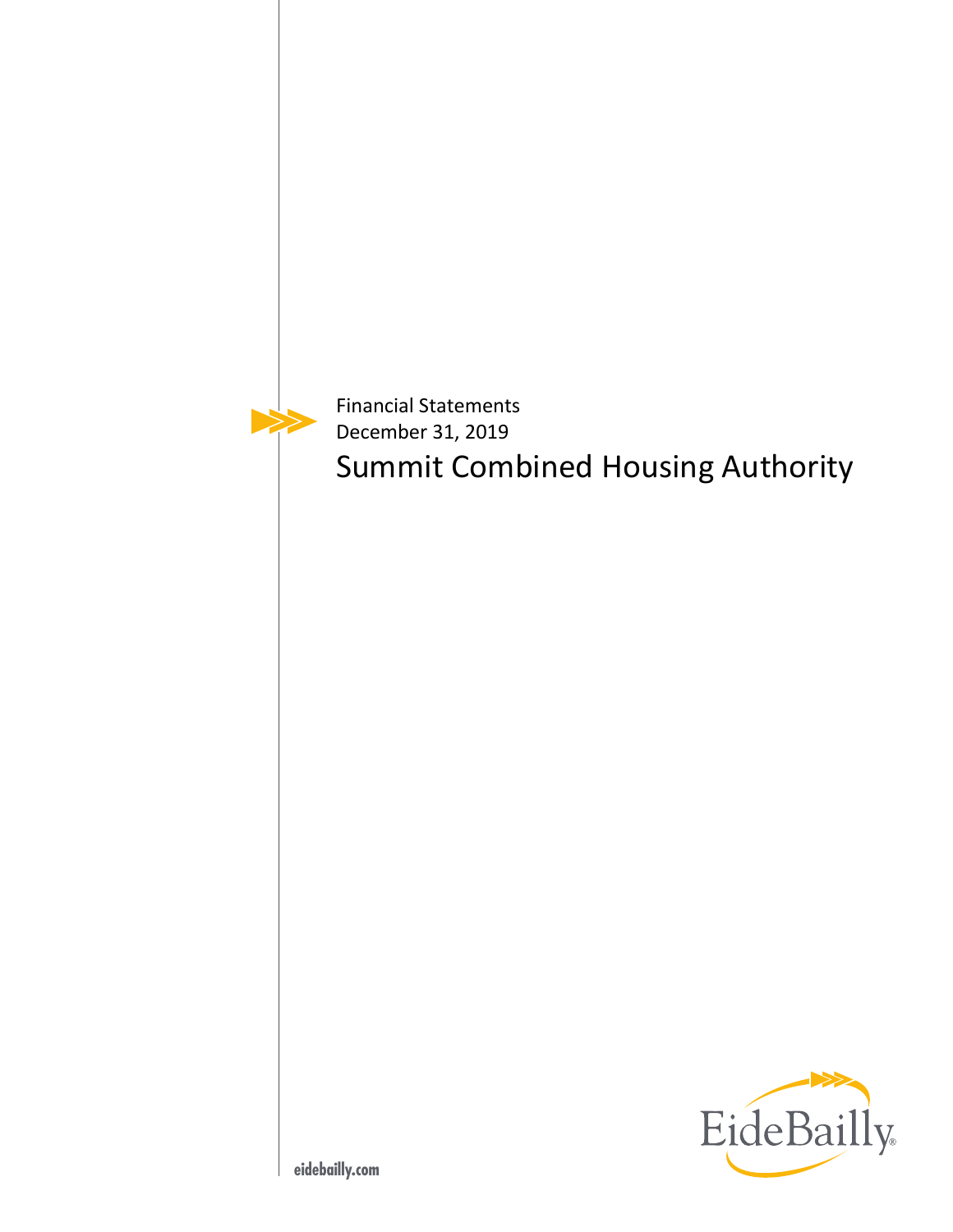Financial Statements
December 31, 2019

# Summit Combined Housing Authority

EideBailly

eidebailly.com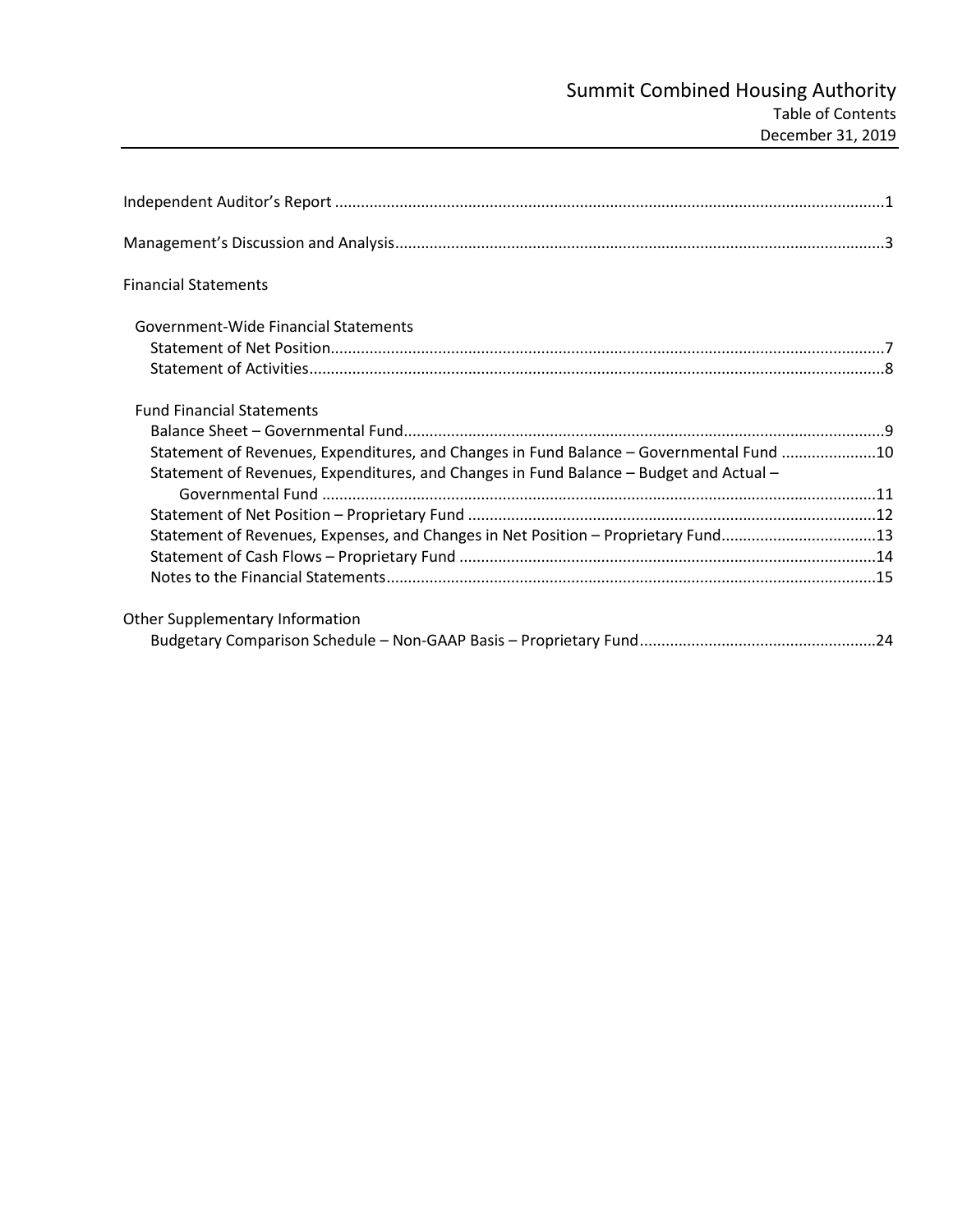# Summit Combined Housing Authority

Table of Contents

December 31, 2019

| | |
|---|---|
| Independent Auditor's Report | 1 |
| Management's Discussion and Analysis | 3 |
| **Financial Statements** | |
| Government-Wide Financial Statements | |
| Statement of Net Position | 7 |
| Statement of Activities | 8 |
| Fund Financial Statements | |
| Balance Sheet – Governmental Fund | 9 |
| Statement of Revenues, Expenditures, and Changes in Fund Balance – Governmental Fund | 10 |
| Statement of Revenues, Expenditures, and Changes in Fund Balance – Budget and Actual – Governmental Fund | 11 |
| Statement of Net Position – Proprietary Fund | 12 |
| Statement of Revenues, Expenses, and Changes in Net Position – Proprietary Fund | 13 |
| Statement of Cash Flows – Proprietary Fund | 14 |
| Notes to the Financial Statements | 15 |
| **Other Supplementary Information** | |
| Budgetary Comparison Schedule – Non-GAAP Basis – Proprietary Fund | 24 |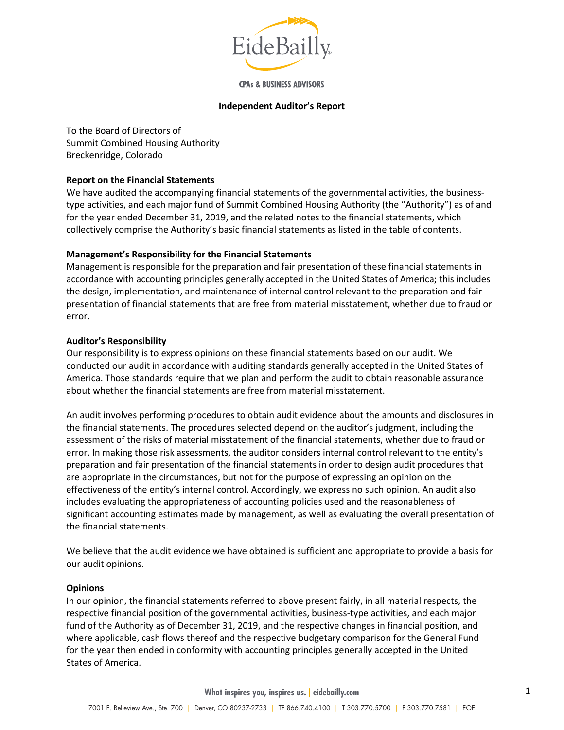**CPAs & BUSINESS ADVISORS**

## Independent Auditor's Report

To the Board of Directors of
Summit Combined Housing Authority
Breckenridge, Colorado

### Report on the Financial Statements

We have audited the accompanying financial statements of the governmental activities, the business-type activities, and each major fund of Summit Combined Housing Authority (the "Authority") as of and for the year ended December 31, 2019, and the related notes to the financial statements, which collectively comprise the Authority's basic financial statements as listed in the table of contents.

### Management's Responsibility for the Financial Statements

Management is responsible for the preparation and fair presentation of these financial statements in accordance with accounting principles generally accepted in the United States of America; this includes the design, implementation, and maintenance of internal control relevant to the preparation and fair presentation of financial statements that are free from material misstatement, whether due to fraud or error.

### Auditor's Responsibility

Our responsibility is to express opinions on these financial statements based on our audit. We conducted our audit in accordance with auditing standards generally accepted in the United States of America. Those standards require that we plan and perform the audit to obtain reasonable assurance about whether the financial statements are free from material misstatement.

An audit involves performing procedures to obtain audit evidence about the amounts and disclosures in the financial statements. The procedures selected depend on the auditor's judgment, including the assessment of the risks of material misstatement of the financial statements, whether due to fraud or error. In making those risk assessments, the auditor considers internal control relevant to the entity's preparation and fair presentation of the financial statements in order to design audit procedures that are appropriate in the circumstances, but not for the purpose of expressing an opinion on the effectiveness of the entity's internal control. Accordingly, we express no such opinion. An audit also includes evaluating the appropriateness of accounting policies used and the reasonableness of significant accounting estimates made by management, as well as evaluating the overall presentation of the financial statements.

We believe that the audit evidence we have obtained is sufficient and appropriate to provide a basis for our audit opinions.

### Opinions

In our opinion, the financial statements referred to above present fairly, in all material respects, the respective financial position of the governmental activities, business-type activities, and each major fund of the Authority as of December 31, 2019, and the respective changes in financial position, and where applicable, cash flows thereof and the respective budgetary comparison for the General Fund for the year then ended in conformity with accounting principles generally accepted in the United States of America.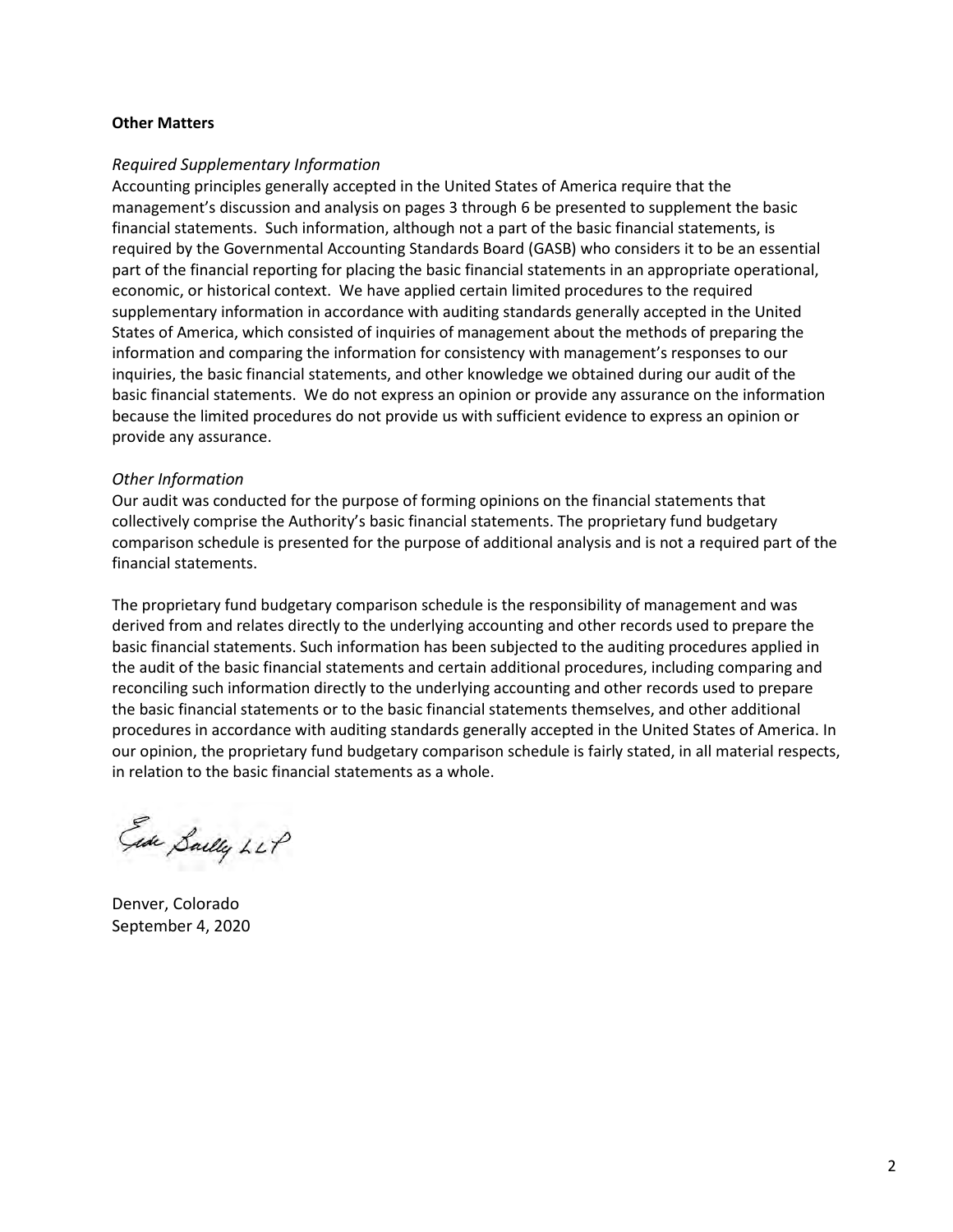**Other Matters**

*Required Supplementary Information*

Accounting principles generally accepted in the United States of America require that the management's discussion and analysis on pages 3 through 6 be presented to supplement the basic financial statements. Such information, although not a part of the basic financial statements, is required by the Governmental Accounting Standards Board (GASB) who considers it to be an essential part of the financial reporting for placing the basic financial statements in an appropriate operational, economic, or historical context. We have applied certain limited procedures to the required supplementary information in accordance with auditing standards generally accepted in the United States of America, which consisted of inquiries of management about the methods of preparing the information and comparing the information for consistency with management's responses to our inquiries, the basic financial statements, and other knowledge we obtained during our audit of the basic financial statements. We do not express an opinion or provide any assurance on the information because the limited procedures do not provide us with sufficient evidence to express an opinion or provide any assurance.

*Other Information*

Our audit was conducted for the purpose of forming opinions on the financial statements that collectively comprise the Authority's basic financial statements. The proprietary fund budgetary comparison schedule is presented for the purpose of additional analysis and is not a required part of the financial statements.

The proprietary fund budgetary comparison schedule is the responsibility of management and was derived from and relates directly to the underlying accounting and other records used to prepare the basic financial statements. Such information has been subjected to the auditing procedures applied in the audit of the basic financial statements and certain additional procedures, including comparing and reconciling such information directly to the underlying accounting and other records used to prepare the basic financial statements or to the basic financial statements themselves, and other additional procedures in accordance with auditing standards generally accepted in the United States of America. In our opinion, the proprietary fund budgetary comparison schedule is fairly stated, in all material respects, in relation to the basic financial statements as a whole.

Eide Bailly LLP

Denver, Colorado
September 4, 2020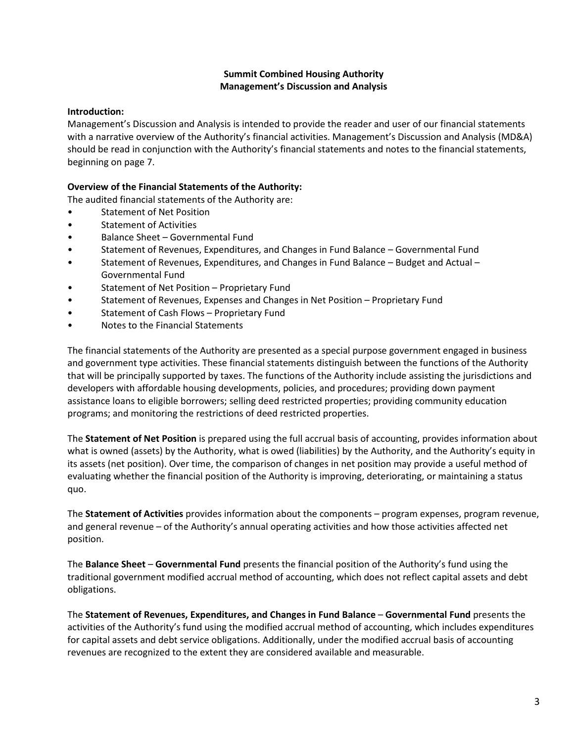**Summit Combined Housing Authority**
**Management's Discussion and Analysis**

**Introduction:**
Management's Discussion and Analysis is intended to provide the reader and user of our financial statements with a narrative overview of the Authority's financial activities. Management's Discussion and Analysis (MD&A) should be read in conjunction with the Authority's financial statements and notes to the financial statements, beginning on page 7.

**Overview of the Financial Statements of the Authority:**
The audited financial statements of the Authority are:

- Statement of Net Position
- Statement of Activities
- Balance Sheet – Governmental Fund
- Statement of Revenues, Expenditures, and Changes in Fund Balance – Governmental Fund
- Statement of Revenues, Expenditures, and Changes in Fund Balance – Budget and Actual – Governmental Fund
- Statement of Net Position – Proprietary Fund
- Statement of Revenues, Expenses and Changes in Net Position – Proprietary Fund
- Statement of Cash Flows – Proprietary Fund
- Notes to the Financial Statements

The financial statements of the Authority are presented as a special purpose government engaged in business and government type activities. These financial statements distinguish between the functions of the Authority that will be principally supported by taxes. The functions of the Authority include assisting the jurisdictions and developers with affordable housing developments, policies, and procedures; providing down payment assistance loans to eligible borrowers; selling deed restricted properties; providing community education programs; and monitoring the restrictions of deed restricted properties.

The **Statement of Net Position** is prepared using the full accrual basis of accounting, provides information about what is owned (assets) by the Authority, what is owed (liabilities) by the Authority, and the Authority's equity in its assets (net position). Over time, the comparison of changes in net position may provide a useful method of evaluating whether the financial position of the Authority is improving, deteriorating, or maintaining a status quo.

The **Statement of Activities** provides information about the components – program expenses, program revenue, and general revenue – of the Authority's annual operating activities and how those activities affected net position.

The **Balance Sheet** – **Governmental Fund** presents the financial position of the Authority's fund using the traditional government modified accrual method of accounting, which does not reflect capital assets and debt obligations.

The **Statement of Revenues, Expenditures, and Changes in Fund Balance** – **Governmental Fund** presents the activities of the Authority's fund using the modified accrual method of accounting, which includes expenditures for capital assets and debt service obligations. Additionally, under the modified accrual basis of accounting revenues are recognized to the extent they are considered available and measurable.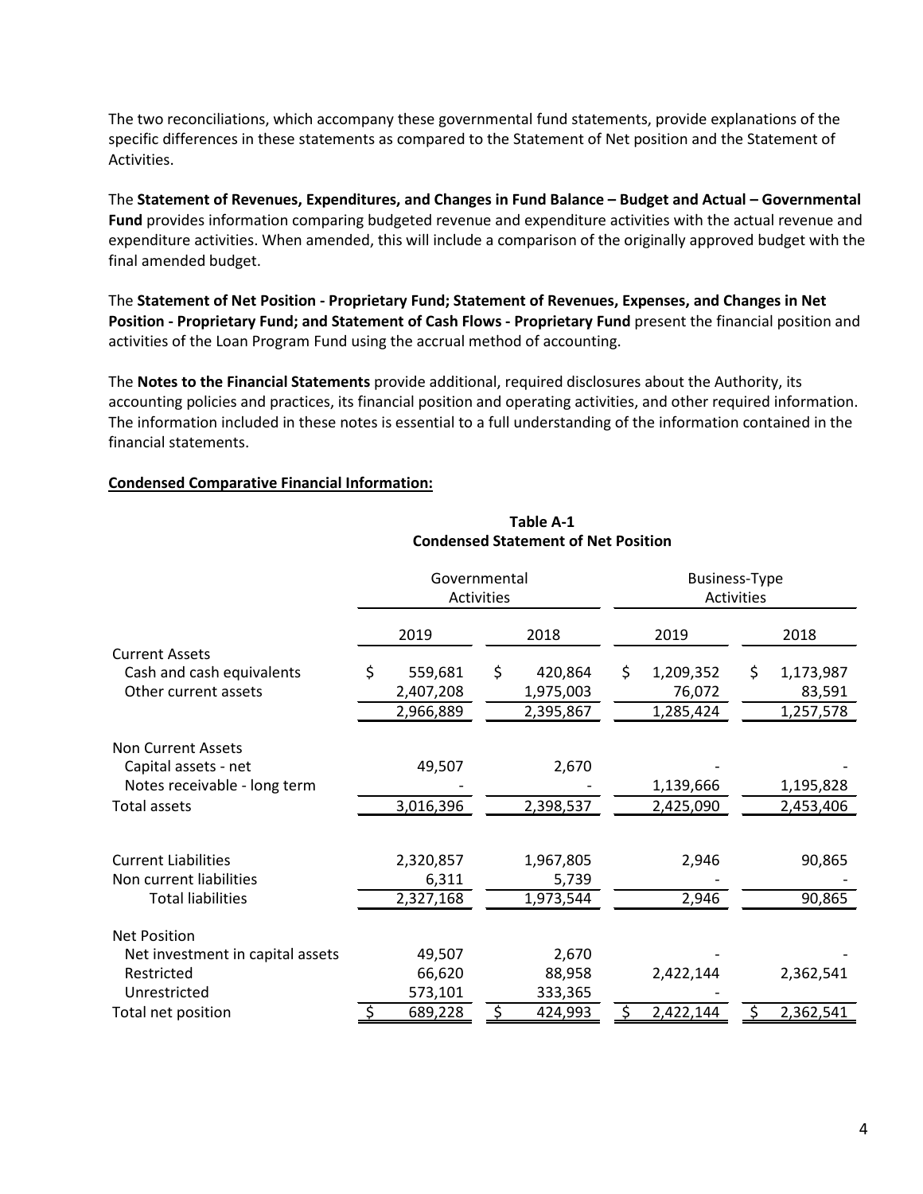The two reconciliations, which accompany these governmental fund statements, provide explanations of the specific differences in these statements as compared to the Statement of Net position and the Statement of Activities.

The **Statement of Revenues, Expenditures, and Changes in Fund Balance – Budget and Actual – Governmental Fund** provides information comparing budgeted revenue and expenditure activities with the actual revenue and expenditure activities. When amended, this will include a comparison of the originally approved budget with the final amended budget.

The **Statement of Net Position - Proprietary Fund; Statement of Revenues, Expenses, and Changes in Net Position - Proprietary Fund; and Statement of Cash Flows - Proprietary Fund** present the financial position and activities of the Loan Program Fund using the accrual method of accounting.

The **Notes to the Financial Statements** provide additional, required disclosures about the Authority, its accounting policies and practices, its financial position and operating activities, and other required information. The information included in these notes is essential to a full understanding of the information contained in the financial statements.

**Condensed Comparative Financial Information:**

**Table A-1**
**Condensed Statement of Net Position**

| | Governmental Activities | | Business-Type Activities | |
|---|---|---|---|---|
| | 2019 | 2018 | 2019 | 2018 |
| Current Assets | | | | |
| Cash and cash equivalents | $ 559,681 | $ 420,864 | $ 1,209,352 | $ 1,173,987 |
| Other current assets | 2,407,208 | 1,975,003 | 76,072 | 83,591 |
| | 2,966,889 | 2,395,867 | 1,285,424 | 1,257,578 |
| Non Current Assets | | | | |
| Capital assets - net | 49,507 | 2,670 | - | - |
| Notes receivable - long term | - | - | 1,139,666 | 1,195,828 |
| Total assets | 3,016,396 | 2,398,537 | 2,425,090 | 2,453,406 |
| Current Liabilities | 2,320,857 | 1,967,805 | 2,946 | 90,865 |
| Non current liabilities | 6,311 | 5,739 | - | - |
| Total liabilities | 2,327,168 | 1,973,544 | 2,946 | 90,865 |
| Net Position | | | | |
| Net investment in capital assets | 49,507 | 2,670 | - | - |
| Restricted | 66,620 | 88,958 | 2,422,144 | 2,362,541 |
| Unrestricted | 573,101 | 333,365 | - | |
| Total net position | $ 689,228 | $ 424,993 | $ 2,422,144 | $ 2,362,541 |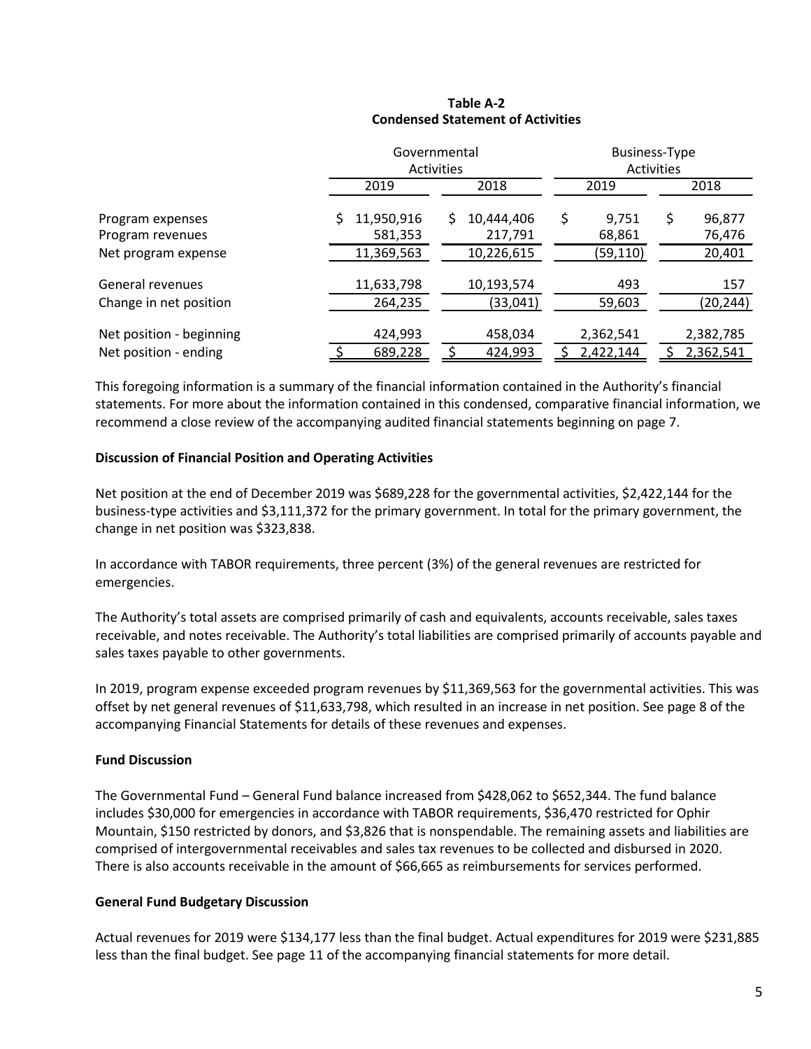**Table A-2**
**Condensed Statement of Activities**

| | Governmental Activities | | Business-Type Activities | |
|---|---|---|---|---|
| | 2019 | 2018 | 2019 | 2018 |
| Program expenses | $ 11,950,916 | $ 10,444,406 | $ 9,751 | $ 96,877 |
| Program revenues | 581,353 | 217,791 | 68,861 | 76,476 |
| Net program expense | 11,369,563 | 10,226,615 | (59,110) | 20,401 |
| General revenues | 11,633,798 | 10,193,574 | 493 | 157 |
| Change in net position | 264,235 | (33,041) | 59,603 | (20,244) |
| Net position - beginning | 424,993 | 458,034 | 2,362,541 | 2,382,785 |
| Net position - ending | $ 689,228 | $ 424,993 | $ 2,422,144 | $ 2,362,541 |

This foregoing information is a summary of the financial information contained in the Authority's financial statements. For more about the information contained in this condensed, comparative financial information, we recommend a close review of the accompanying audited financial statements beginning on page 7.

**Discussion of Financial Position and Operating Activities**

Net position at the end of December 2019 was $689,228 for the governmental activities, $2,422,144 for the business-type activities and $3,111,372 for the primary government. In total for the primary government, the change in net position was $323,838.

In accordance with TABOR requirements, three percent (3%) of the general revenues are restricted for emergencies.

The Authority's total assets are comprised primarily of cash and equivalents, accounts receivable, sales taxes receivable, and notes receivable. The Authority's total liabilities are comprised primarily of accounts payable and sales taxes payable to other governments.

In 2019, program expense exceeded program revenues by $11,369,563 for the governmental activities. This was offset by net general revenues of $11,633,798, which resulted in an increase in net position. See page 8 of the accompanying Financial Statements for details of these revenues and expenses.

**Fund Discussion**

The Governmental Fund – General Fund balance increased from $428,062 to $652,344. The fund balance includes $30,000 for emergencies in accordance with TABOR requirements, $36,470 restricted for Ophir Mountain, $150 restricted by donors, and $3,826 that is nonspendable. The remaining assets and liabilities are comprised of intergovernmental receivables and sales tax revenues to be collected and disbursed in 2020. There is also accounts receivable in the amount of $66,665 as reimbursements for services performed.

**General Fund Budgetary Discussion**

Actual revenues for 2019 were $134,177 less than the final budget. Actual expenditures for 2019 were $231,885 less than the final budget. See page 11 of the accompanying financial statements for more detail.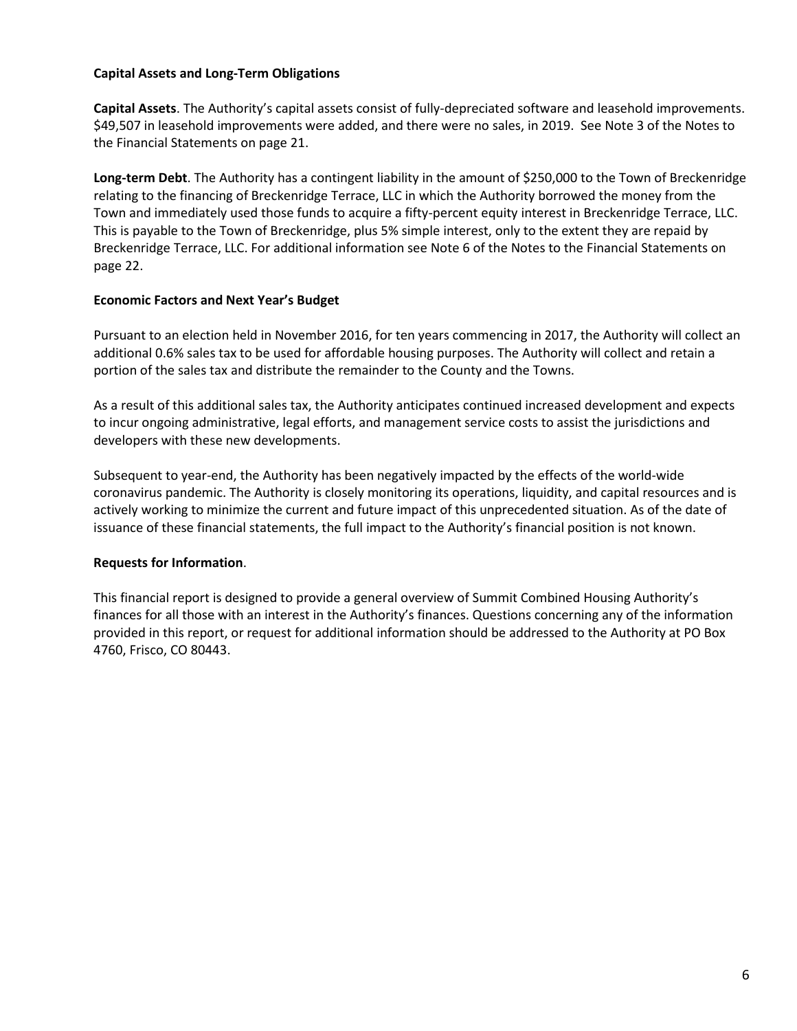**Capital Assets and Long-Term Obligations**

**Capital Assets**. The Authority's capital assets consist of fully-depreciated software and leasehold improvements. $49,507 in leasehold improvements were added, and there were no sales, in 2019. See Note 3 of the Notes to the Financial Statements on page 21.

**Long-term Debt**. The Authority has a contingent liability in the amount of $250,000 to the Town of Breckenridge relating to the financing of Breckenridge Terrace, LLC in which the Authority borrowed the money from the Town and immediately used those funds to acquire a fifty-percent equity interest in Breckenridge Terrace, LLC. This is payable to the Town of Breckenridge, plus 5% simple interest, only to the extent they are repaid by Breckenridge Terrace, LLC. For additional information see Note 6 of the Notes to the Financial Statements on page 22.

**Economic Factors and Next Year's Budget**

Pursuant to an election held in November 2016, for ten years commencing in 2017, the Authority will collect an additional 0.6% sales tax to be used for affordable housing purposes. The Authority will collect and retain a portion of the sales tax and distribute the remainder to the County and the Towns.

As a result of this additional sales tax, the Authority anticipates continued increased development and expects to incur ongoing administrative, legal efforts, and management service costs to assist the jurisdictions and developers with these new developments.

Subsequent to year-end, the Authority has been negatively impacted by the effects of the world-wide coronavirus pandemic. The Authority is closely monitoring its operations, liquidity, and capital resources and is actively working to minimize the current and future impact of this unprecedented situation. As of the date of issuance of these financial statements, the full impact to the Authority's financial position is not known.

**Requests for Information**.

This financial report is designed to provide a general overview of Summit Combined Housing Authority's finances for all those with an interest in the Authority's finances. Questions concerning any of the information provided in this report, or request for additional information should be addressed to the Authority at PO Box 4760, Frisco, CO 80443.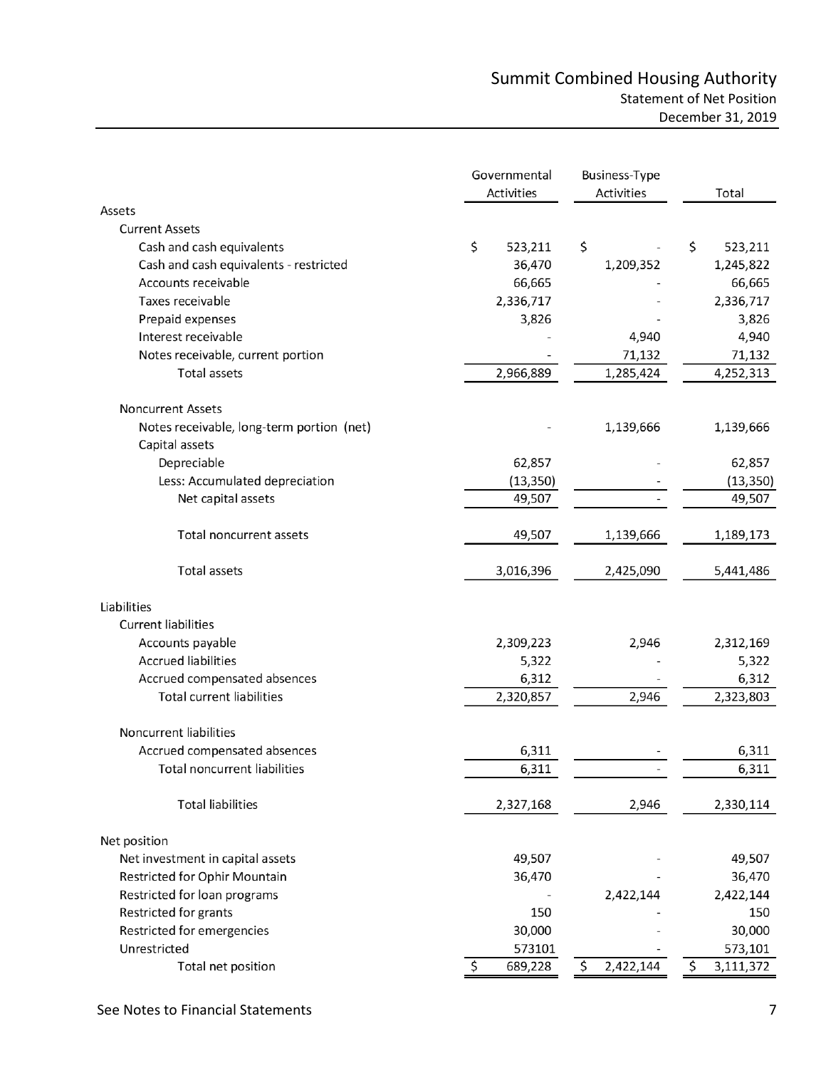# Summit Combined Housing Authority

## Statement of Net Position

### December 31, 2019

| | Governmental Activities | Business-Type Activities | Total |
|---|---|---|---|
| **Assets** | | | |
| Current Assets | | | |
| Cash and cash equivalents | $ 523,211 | $ - | $ 523,211 |
| Cash and cash equivalents - restricted | 36,470 | 1,209,352 | 1,245,822 |
| Accounts receivable | 66,665 | - | 66,665 |
| Taxes receivable | 2,336,717 | - | 2,336,717 |
| Prepaid expenses | 3,826 | - | 3,826 |
| Interest receivable | - | 4,940 | 4,940 |
| Notes receivable, current portion | - | 71,132 | 71,132 |
| Total assets | 2,966,889 | 1,285,424 | 4,252,313 |
| Noncurrent Assets | | | |
| Notes receivable, long-term portion (net) | - | 1,139,666 | 1,139,666 |
| Capital assets | | | |
| Depreciable | 62,857 | - | 62,857 |
| Less: Accumulated depreciation | (13,350) | - | (13,350) |
| Net capital assets | 49,507 | - | 49,507 |
| Total noncurrent assets | 49,507 | 1,139,666 | 1,189,173 |
| Total assets | 3,016,396 | 2,425,090 | 5,441,486 |
| **Liabilities** | | | |
| Current liabilities | | | |
| Accounts payable | 2,309,223 | 2,946 | 2,312,169 |
| Accrued liabilities | 5,322 | - | 5,322 |
| Accrued compensated absences | 6,312 | - | 6,312 |
| Total current liabilities | 2,320,857 | 2,946 | 2,323,803 |
| Noncurrent liabilities | | | |
| Accrued compensated absences | 6,311 | - | 6,311 |
| Total noncurrent liabilities | 6,311 | - | 6,311 |
| Total liabilities | 2,327,168 | 2,946 | 2,330,114 |
| **Net position** | | | |
| Net investment in capital assets | 49,507 | - | 49,507 |
| Restricted for Ophir Mountain | 36,470 | - | 36,470 |
| Restricted for loan programs | - | 2,422,144 | 2,422,144 |
| Restricted for grants | 150 | - | 150 |
| Restricted for emergencies | 30,000 | - | 30,000 |
| Unrestricted | 573101 | - | 573,101 |
| Total net position | $ 689,228 | $ 2,422,144 | $ 3,111,372 |

See Notes to Financial Statements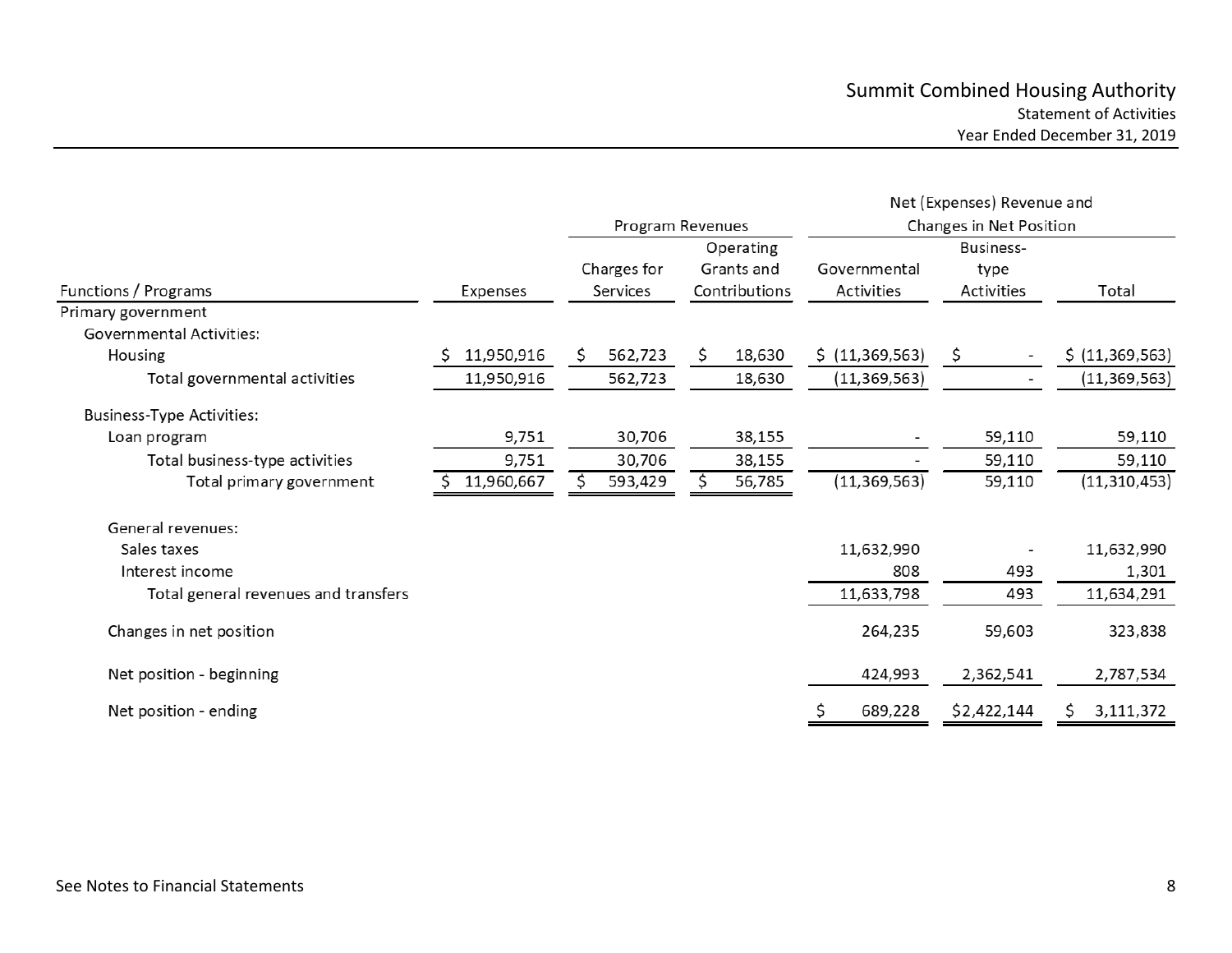# Summit Combined Housing Authority

## Statement of Activities

### Year Ended December 31, 2019

| | | Program Revenues | | Net (Expenses) Revenue and Changes in Net Position | | |
|---|---|---|---|---|---|---|
| Functions / Programs | Expenses | Charges for Services | Operating Grants and Contributions | Governmental Activities | Business-type Activities | Total |
| Primary government | | | | | | |
| Governmental Activities: | | | | | | |
| Housing | $ 11,950,916 | $ 562,723 | $ 18,630 | $ (11,369,563) | $ - | $ (11,369,563) |
| Total governmental activities | 11,950,916 | 562,723 | 18,630 | (11,369,563) | - | (11,369,563) |
| Business-Type Activities: | | | | | | |
| Loan program | 9,751 | 30,706 | 38,155 | - | 59,110 | 59,110 |
| Total business-type activities | 9,751 | 30,706 | 38,155 | - | 59,110 | 59,110 |
| Total primary government | $ 11,960,667 | $ 593,429 | $ 56,785 | (11,369,563) | 59,110 | (11,310,453) |
| General revenues: | | | | | | |
| Sales taxes | | | | 11,632,990 | - | 11,632,990 |
| Interest income | | | | 808 | 493 | 1,301 |
| Total general revenues and transfers | | | | 11,633,798 | 493 | 11,634,291 |
| Changes in net position | | | | 264,235 | 59,603 | 323,838 |
| Net position - beginning | | | | 424,993 | 2,362,541 | 2,787,534 |
| Net position - ending | | | | $ 689,228 | $2,422,144 | $ 3,111,372 |

See Notes to Financial Statements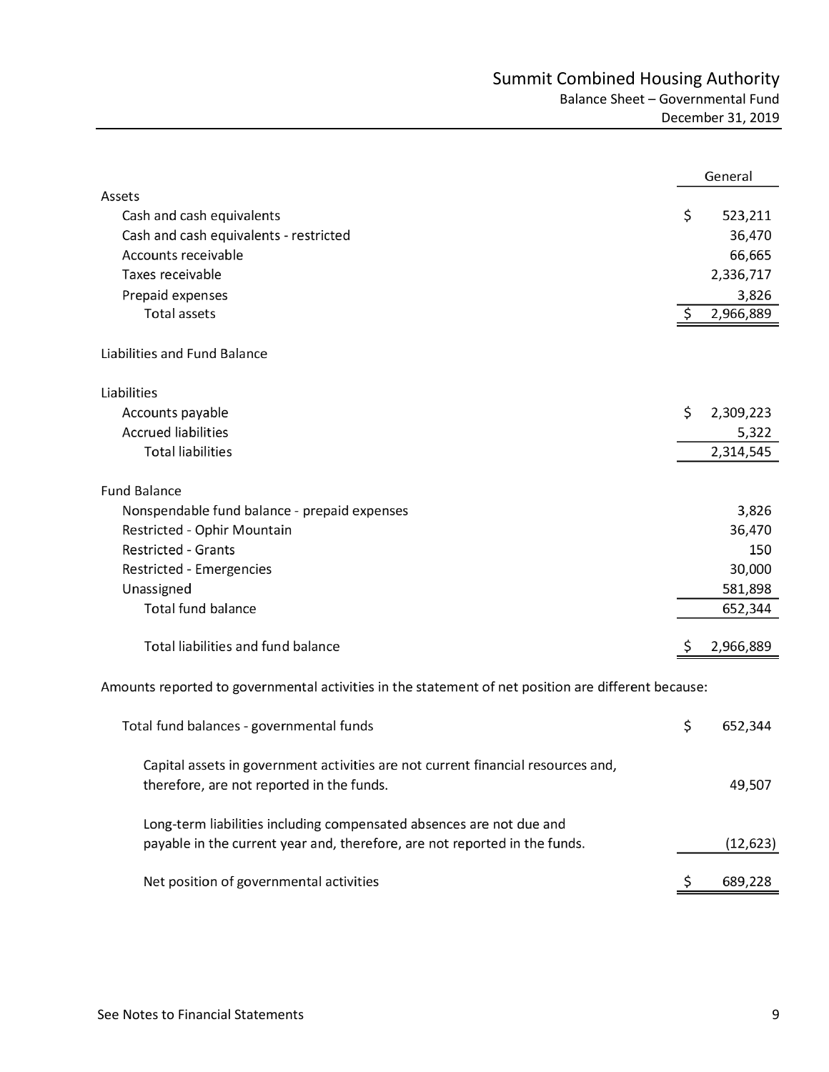# Summit Combined Housing Authority

## Balance Sheet – Governmental Fund

### December 31, 2019

| | General |
|---|---|
| **Assets** | |
| Cash and cash equivalents | $ 523,211 |
| Cash and cash equivalents - restricted | 36,470 |
| Accounts receivable | 66,665 |
| Taxes receivable | 2,336,717 |
| Prepaid expenses | 3,826 |
| Total assets | $ 2,966,889 |
| | |
| **Liabilities and Fund Balance** | |
| | |
| **Liabilities** | |
| Accounts payable | $ 2,309,223 |
| Accrued liabilities | 5,322 |
| Total liabilities | 2,314,545 |
| | |
| **Fund Balance** | |
| Nonspendable fund balance - prepaid expenses | 3,826 |
| Restricted - Ophir Mountain | 36,470 |
| Restricted - Grants | 150 |
| Restricted - Emergencies | 30,000 |
| Unassigned | 581,898 |
| Total fund balance | 652,344 |
| | |
| Total liabilities and fund balance | $ 2,966,889 |

Amounts reported to governmental activities in the statement of net position are different because:

| | |
|---|---|
| Total fund balances - governmental funds | $ 652,344 |
| Capital assets in government activities are not current financial resources and, therefore, are not reported in the funds. | 49,507 |
| Long-term liabilities including compensated absences are not due and payable in the current year and, therefore, are not reported in the funds. | (12,623) |
| Net position of governmental activities | $ 689,228 |

See Notes to Financial Statements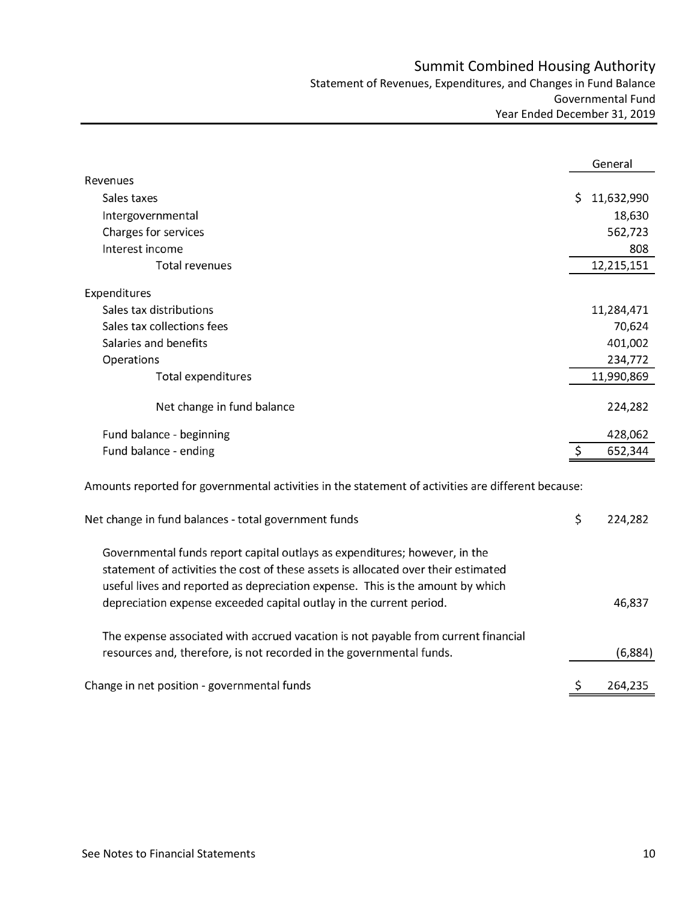# Summit Combined Housing Authority

## Statement of Revenues, Expenditures, and Changes in Fund Balance

### Governmental Fund

### Year Ended December 31, 2019

| | General |
|---|---|
| **Revenues** | |
| Sales taxes | $ 11,632,990 |
| Intergovernmental | 18,630 |
| Charges for services | 562,723 |
| Interest income | 808 |
| Total revenues | 12,215,151 |
| **Expenditures** | |
| Sales tax distributions | 11,284,471 |
| Sales tax collections fees | 70,624 |
| Salaries and benefits | 401,002 |
| Operations | 234,772 |
| Total expenditures | 11,990,869 |
| Net change in fund balance | 224,282 |
| Fund balance - beginning | 428,062 |
| Fund balance - ending | $ 652,344 |

Amounts reported for governmental activities in the statement of activities are different because:

| | |
|---|---|
| Net change in fund balances - total government funds | $ 224,282 |
| Governmental funds report capital outlays as expenditures; however, in the statement of activities the cost of these assets is allocated over their estimated useful lives and reported as depreciation expense. This is the amount by which depreciation expense exceeded capital outlay in the current period. | 46,837 |
| The expense associated with accrued vacation is not payable from current financial resources and, therefore, is not recorded in the governmental funds. | (6,884) |
| Change in net position - governmental funds | $ 264,235 |

See Notes to Financial Statements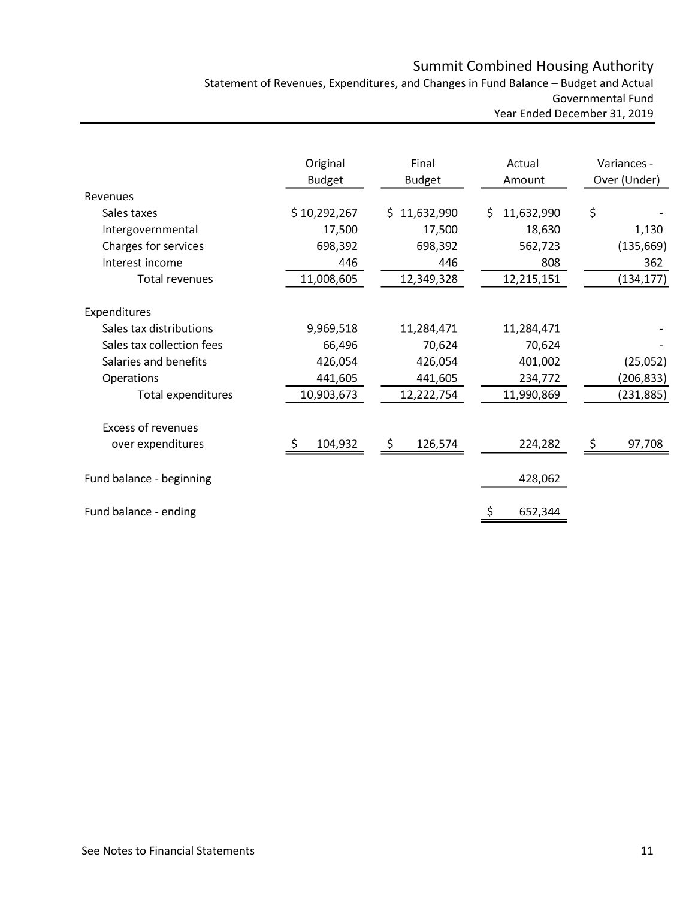# Summit Combined Housing Authority

Statement of Revenues, Expenditures, and Changes in Fund Balance – Budget and Actual

Governmental Fund

Year Ended December 31, 2019

| | Original Budget | Final Budget | Actual Amount | Variances - Over (Under) |
|---|---|---|---|---|
| Revenues | | | | |
| Sales taxes | $ 10,292,267 | $ 11,632,990 | $ 11,632,990 | $ - |
| Intergovernmental | 17,500 | 17,500 | 18,630 | 1,130 |
| Charges for services | 698,392 | 698,392 | 562,723 | (135,669) |
| Interest income | 446 | 446 | 808 | 362 |
| Total revenues | 11,008,605 | 12,349,328 | 12,215,151 | (134,177) |
| Expenditures | | | | |
| Sales tax distributions | 9,969,518 | 11,284,471 | 11,284,471 | - |
| Sales tax collection fees | 66,496 | 70,624 | 70,624 | - |
| Salaries and benefits | 426,054 | 426,054 | 401,002 | (25,052) |
| Operations | 441,605 | 441,605 | 234,772 | (206,833) |
| Total expenditures | 10,903,673 | 12,222,754 | 11,990,869 | (231,885) |
| Excess of revenues over expenditures | $ 104,932 | $ 126,574 | 224,282 | $ 97,708 |
| Fund balance - beginning | | | 428,062 | |
| Fund balance - ending | | | $ 652,344 | |

See Notes to Financial Statements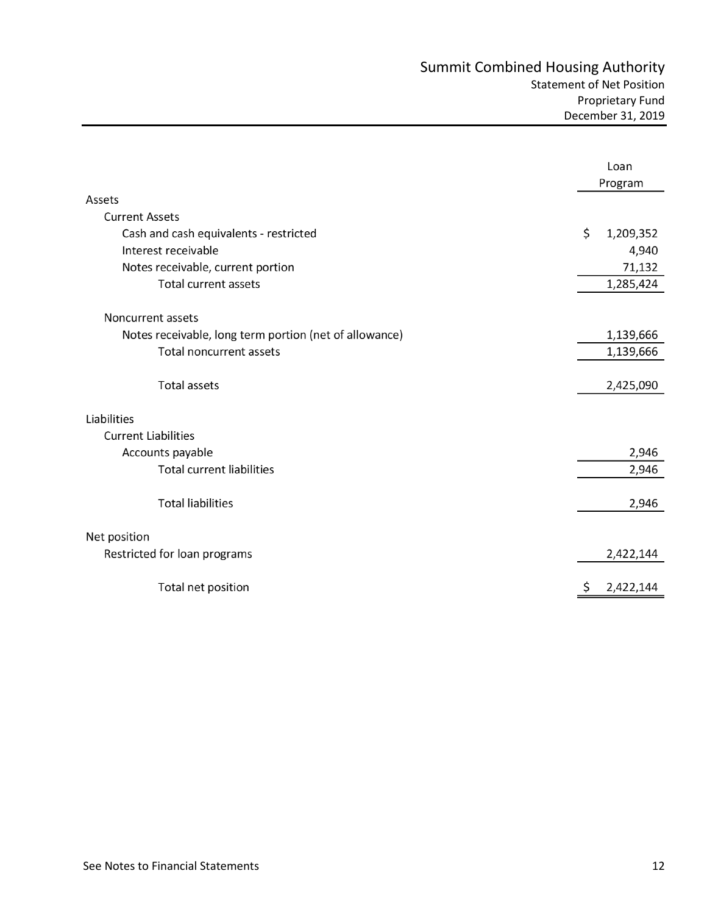# Summit Combined Housing Authority

Statement of Net Position
Proprietary Fund
December 31, 2019

| | Loan Program |
|---|---|
| **Assets** | |
| Current Assets | |
| Cash and cash equivalents - restricted | $ 1,209,352 |
| Interest receivable | 4,940 |
| Notes receivable, current portion | 71,132 |
| Total current assets | 1,285,424 |
| Noncurrent assets | |
| Notes receivable, long term portion (net of allowance) | 1,139,666 |
| Total noncurrent assets | 1,139,666 |
| Total assets | 2,425,090 |
| **Liabilities** | |
| Current Liabilities | |
| Accounts payable | 2,946 |
| Total current liabilities | 2,946 |
| Total liabilities | 2,946 |
| **Net position** | |
| Restricted for loan programs | 2,422,144 |
| Total net position | $ 2,422,144 |

See Notes to Financial Statements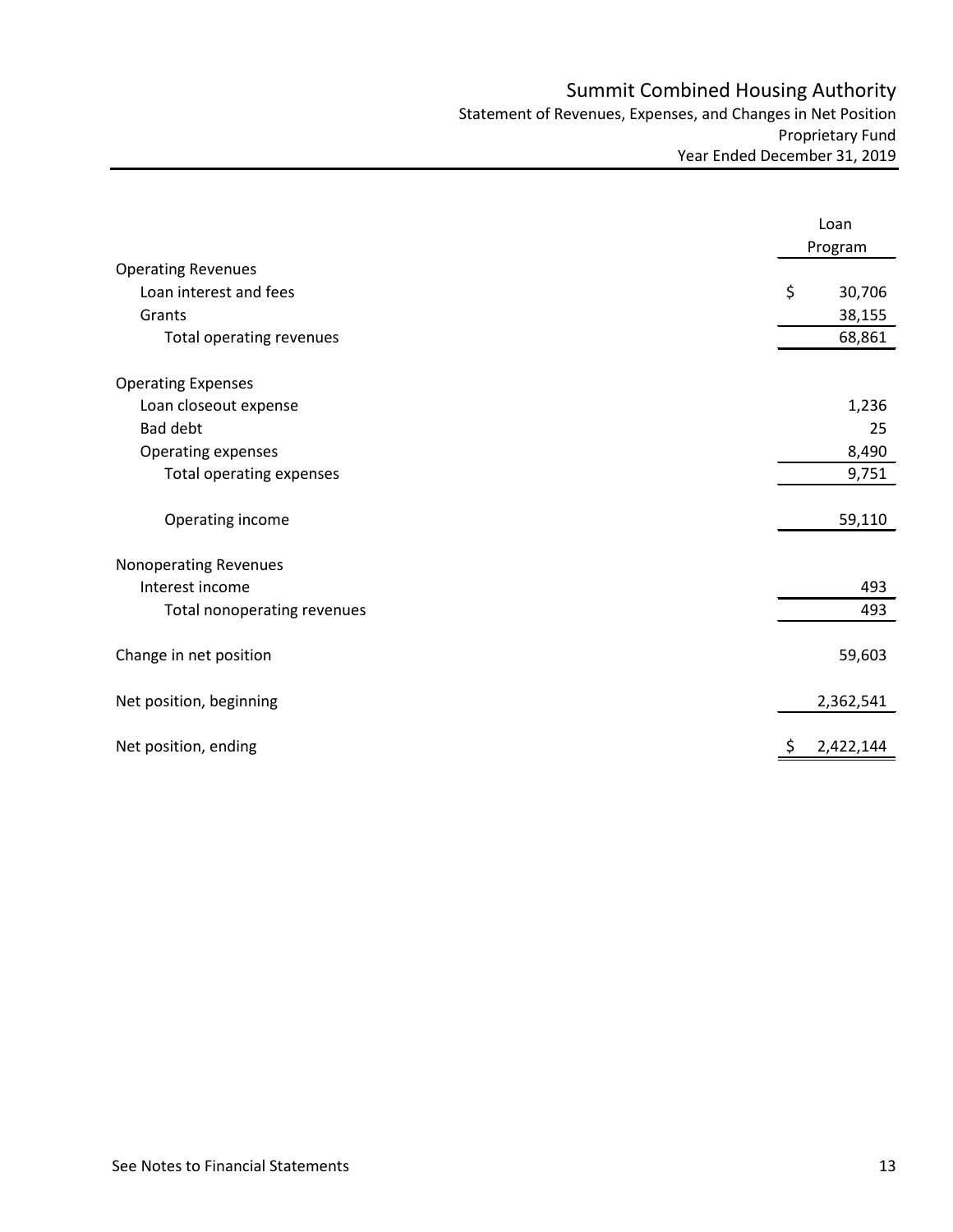# Summit Combined Housing Authority

Statement of Revenues, Expenses, and Changes in Net Position
Proprietary Fund
Year Ended December 31, 2019

| | Loan Program |
|---|---|
| **Operating Revenues** | |
| Loan interest and fees | $ 30,706 |
| Grants | 38,155 |
| Total operating revenues | 68,861 |
| **Operating Expenses** | |
| Loan closeout expense | 1,236 |
| Bad debt | 25 |
| Operating expenses | 8,490 |
| Total operating expenses | 9,751 |
| Operating income | 59,110 |
| **Nonoperating Revenues** | |
| Interest income | 493 |
| Total nonoperating revenues | 493 |
| Change in net position | 59,603 |
| Net position, beginning | 2,362,541 |
| Net position, ending | $ 2,422,144 |

See Notes to Financial Statements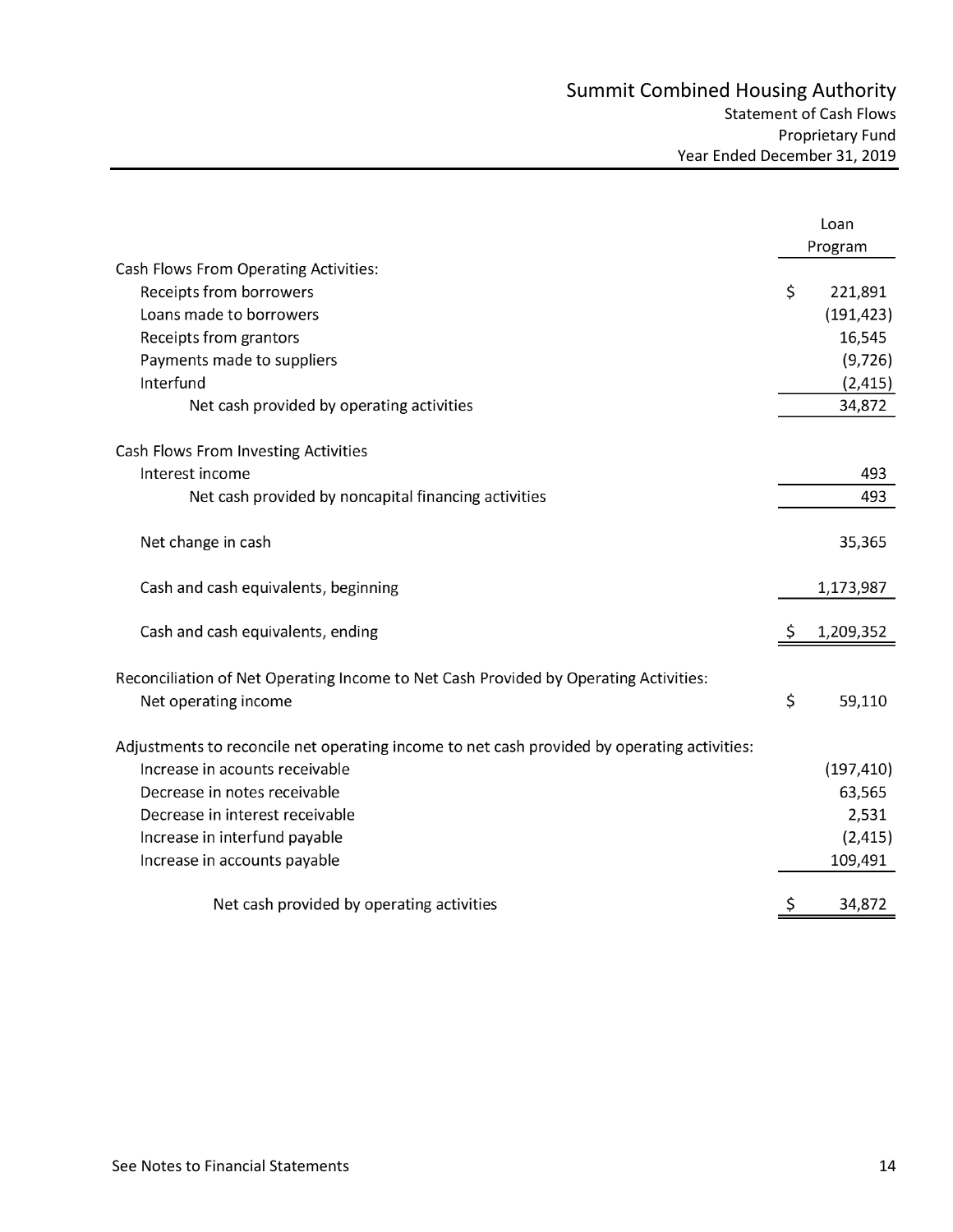# Summit Combined Housing Authority

Statement of Cash Flows
Proprietary Fund
Year Ended December 31, 2019

| | Loan Program |
|---|---|
| **Cash Flows From Operating Activities:** | |
| Receipts from borrowers | $ 221,891 |
| Loans made to borrowers | (191,423) |
| Receipts from grantors | 16,545 |
| Payments made to suppliers | (9,726) |
| Interfund | (2,415) |
| Net cash provided by operating activities | 34,872 |
| **Cash Flows From Investing Activities** | |
| Interest income | 493 |
| Net cash provided by noncapital financing activities | 493 |
| Net change in cash | 35,365 |
| Cash and cash equivalents, beginning | 1,173,987 |
| Cash and cash equivalents, ending | $ 1,209,352 |
| **Reconciliation of Net Operating Income to Net Cash Provided by Operating Activities:** | |
| Net operating income | $ 59,110 |
| **Adjustments to reconcile net operating income to net cash provided by operating activities:** | |
| Increase in acounts receivable | (197,410) |
| Decrease in notes receivable | 63,565 |
| Decrease in interest receivable | 2,531 |
| Increase in interfund payable | (2,415) |
| Increase in accounts payable | 109,491 |
| Net cash provided by operating activities | $ 34,872 |

See Notes to Financial Statements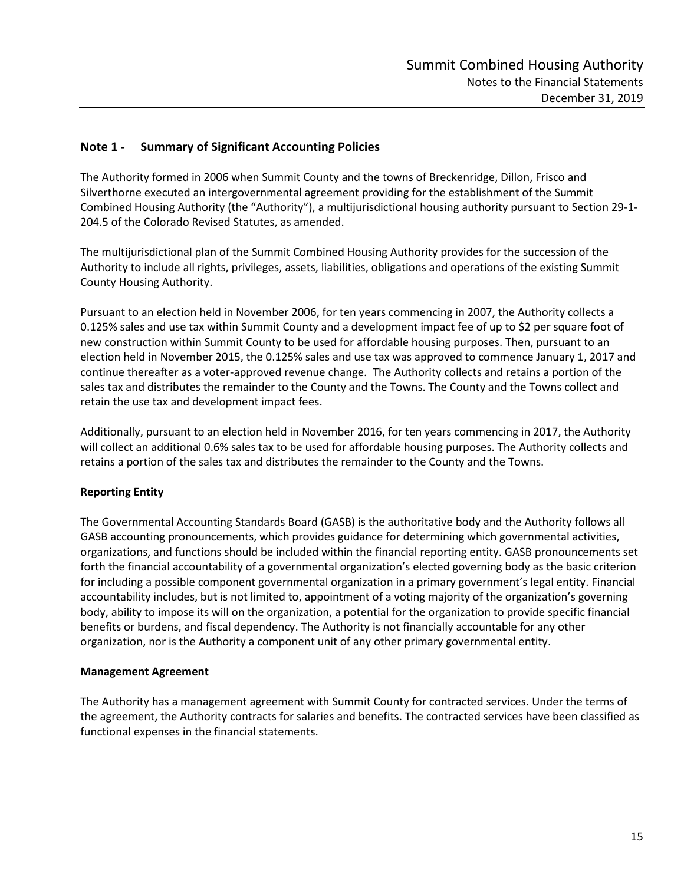## Note 1 - Summary of Significant Accounting Policies

The Authority formed in 2006 when Summit County and the towns of Breckenridge, Dillon, Frisco and Silverthorne executed an intergovernmental agreement providing for the establishment of the Summit Combined Housing Authority (the "Authority"), a multijurisdictional housing authority pursuant to Section 29-1-204.5 of the Colorado Revised Statutes, as amended.

The multijurisdictional plan of the Summit Combined Housing Authority provides for the succession of the Authority to include all rights, privileges, assets, liabilities, obligations and operations of the existing Summit County Housing Authority.

Pursuant to an election held in November 2006, for ten years commencing in 2007, the Authority collects a 0.125% sales and use tax within Summit County and a development impact fee of up to $2 per square foot of new construction within Summit County to be used for affordable housing purposes. Then, pursuant to an election held in November 2015, the 0.125% sales and use tax was approved to commence January 1, 2017 and continue thereafter as a voter-approved revenue change. The Authority collects and retains a portion of the sales tax and distributes the remainder to the County and the Towns. The County and the Towns collect and retain the use tax and development impact fees.

Additionally, pursuant to an election held in November 2016, for ten years commencing in 2017, the Authority will collect an additional 0.6% sales tax to be used for affordable housing purposes. The Authority collects and retains a portion of the sales tax and distributes the remainder to the County and the Towns.

### Reporting Entity

The Governmental Accounting Standards Board (GASB) is the authoritative body and the Authority follows all GASB accounting pronouncements, which provides guidance for determining which governmental activities, organizations, and functions should be included within the financial reporting entity. GASB pronouncements set forth the financial accountability of a governmental organization's elected governing body as the basic criterion for including a possible component governmental organization in a primary government's legal entity. Financial accountability includes, but is not limited to, appointment of a voting majority of the organization's governing body, ability to impose its will on the organization, a potential for the organization to provide specific financial benefits or burdens, and fiscal dependency. The Authority is not financially accountable for any other organization, nor is the Authority a component unit of any other primary governmental entity.

### Management Agreement

The Authority has a management agreement with Summit County for contracted services. Under the terms of the agreement, the Authority contracts for salaries and benefits. The contracted services have been classified as functional expenses in the financial statements.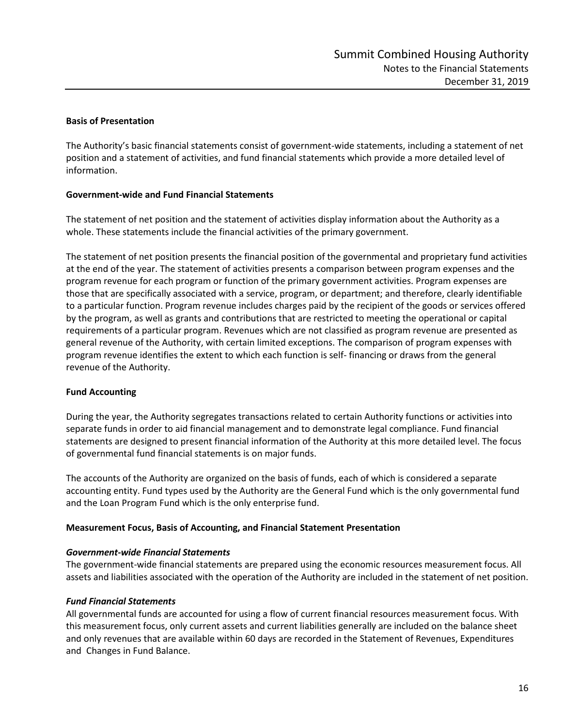**Basis of Presentation**

The Authority's basic financial statements consist of government-wide statements, including a statement of net position and a statement of activities, and fund financial statements which provide a more detailed level of information.

**Government-wide and Fund Financial Statements**

The statement of net position and the statement of activities display information about the Authority as a whole. These statements include the financial activities of the primary government.

The statement of net position presents the financial position of the governmental and proprietary fund activities at the end of the year. The statement of activities presents a comparison between program expenses and the program revenue for each program or function of the primary government activities. Program expenses are those that are specifically associated with a service, program, or department; and therefore, clearly identifiable to a particular function. Program revenue includes charges paid by the recipient of the goods or services offered by the program, as well as grants and contributions that are restricted to meeting the operational or capital requirements of a particular program. Revenues which are not classified as program revenue are presented as general revenue of the Authority, with certain limited exceptions. The comparison of program expenses with program revenue identifies the extent to which each function is self- financing or draws from the general revenue of the Authority.

**Fund Accounting**

During the year, the Authority segregates transactions related to certain Authority functions or activities into separate funds in order to aid financial management and to demonstrate legal compliance. Fund financial statements are designed to present financial information of the Authority at this more detailed level. The focus of governmental fund financial statements is on major funds.

The accounts of the Authority are organized on the basis of funds, each of which is considered a separate accounting entity. Fund types used by the Authority are the General Fund which is the only governmental fund and the Loan Program Fund which is the only enterprise fund.

**Measurement Focus, Basis of Accounting, and Financial Statement Presentation**

***Government-wide Financial Statements***

The government-wide financial statements are prepared using the economic resources measurement focus. All assets and liabilities associated with the operation of the Authority are included in the statement of net position.

***Fund Financial Statements***

All governmental funds are accounted for using a flow of current financial resources measurement focus. With this measurement focus, only current assets and current liabilities generally are included on the balance sheet and only revenues that are available within 60 days are recorded in the Statement of Revenues, Expenditures and Changes in Fund Balance.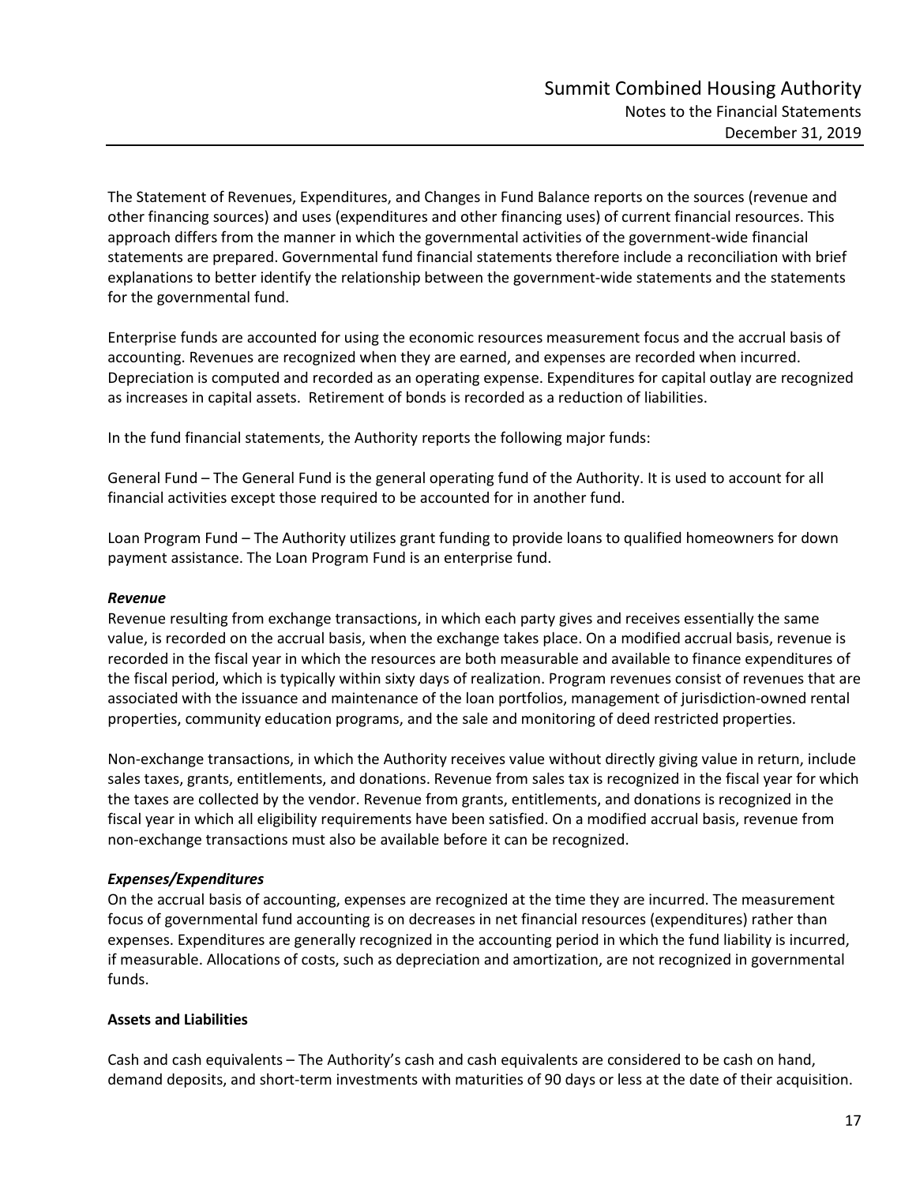The Statement of Revenues, Expenditures, and Changes in Fund Balance reports on the sources (revenue and other financing sources) and uses (expenditures and other financing uses) of current financial resources. This approach differs from the manner in which the governmental activities of the government-wide financial statements are prepared. Governmental fund financial statements therefore include a reconciliation with brief explanations to better identify the relationship between the government-wide statements and the statements for the governmental fund.

Enterprise funds are accounted for using the economic resources measurement focus and the accrual basis of accounting. Revenues are recognized when they are earned, and expenses are recorded when incurred. Depreciation is computed and recorded as an operating expense. Expenditures for capital outlay are recognized as increases in capital assets. Retirement of bonds is recorded as a reduction of liabilities.

In the fund financial statements, the Authority reports the following major funds:

General Fund – The General Fund is the general operating fund of the Authority. It is used to account for all financial activities except those required to be accounted for in another fund.

Loan Program Fund – The Authority utilizes grant funding to provide loans to qualified homeowners for down payment assistance. The Loan Program Fund is an enterprise fund.

***Revenue***

Revenue resulting from exchange transactions, in which each party gives and receives essentially the same value, is recorded on the accrual basis, when the exchange takes place. On a modified accrual basis, revenue is recorded in the fiscal year in which the resources are both measurable and available to finance expenditures of the fiscal period, which is typically within sixty days of realization. Program revenues consist of revenues that are associated with the issuance and maintenance of the loan portfolios, management of jurisdiction-owned rental properties, community education programs, and the sale and monitoring of deed restricted properties.

Non-exchange transactions, in which the Authority receives value without directly giving value in return, include sales taxes, grants, entitlements, and donations. Revenue from sales tax is recognized in the fiscal year for which the taxes are collected by the vendor. Revenue from grants, entitlements, and donations is recognized in the fiscal year in which all eligibility requirements have been satisfied. On a modified accrual basis, revenue from non-exchange transactions must also be available before it can be recognized.

***Expenses/Expenditures***

On the accrual basis of accounting, expenses are recognized at the time they are incurred. The measurement focus of governmental fund accounting is on decreases in net financial resources (expenditures) rather than expenses. Expenditures are generally recognized in the accounting period in which the fund liability is incurred, if measurable. Allocations of costs, such as depreciation and amortization, are not recognized in governmental funds.

**Assets and Liabilities**

Cash and cash equivalents – The Authority's cash and cash equivalents are considered to be cash on hand, demand deposits, and short-term investments with maturities of 90 days or less at the date of their acquisition.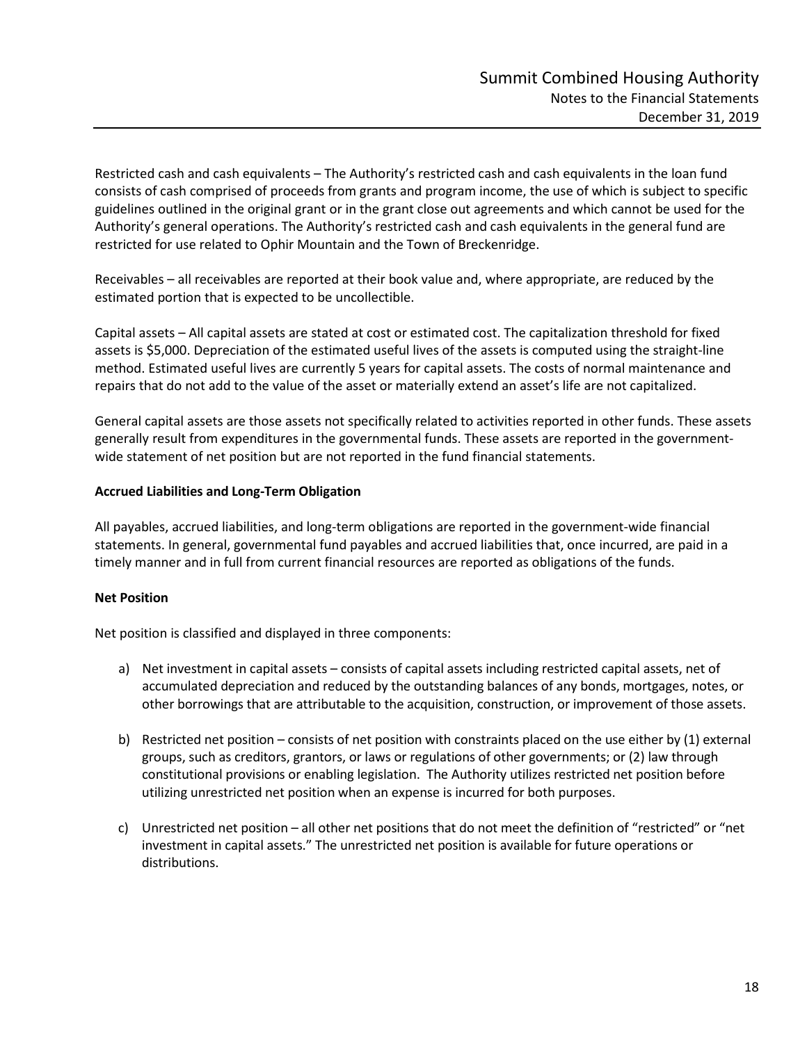Restricted cash and cash equivalents – The Authority's restricted cash and cash equivalents in the loan fund consists of cash comprised of proceeds from grants and program income, the use of which is subject to specific guidelines outlined in the original grant or in the grant close out agreements and which cannot be used for the Authority's general operations. The Authority's restricted cash and cash equivalents in the general fund are restricted for use related to Ophir Mountain and the Town of Breckenridge.

Receivables – all receivables are reported at their book value and, where appropriate, are reduced by the estimated portion that is expected to be uncollectible.

Capital assets – All capital assets are stated at cost or estimated cost. The capitalization threshold for fixed assets is $5,000. Depreciation of the estimated useful lives of the assets is computed using the straight-line method. Estimated useful lives are currently 5 years for capital assets. The costs of normal maintenance and repairs that do not add to the value of the asset or materially extend an asset's life are not capitalized.

General capital assets are those assets not specifically related to activities reported in other funds. These assets generally result from expenditures in the governmental funds. These assets are reported in the government-wide statement of net position but are not reported in the fund financial statements.

**Accrued Liabilities and Long-Term Obligation**

All payables, accrued liabilities, and long-term obligations are reported in the government-wide financial statements. In general, governmental fund payables and accrued liabilities that, once incurred, are paid in a timely manner and in full from current financial resources are reported as obligations of the funds.

**Net Position**

Net position is classified and displayed in three components:

a) Net investment in capital assets – consists of capital assets including restricted capital assets, net of accumulated depreciation and reduced by the outstanding balances of any bonds, mortgages, notes, or other borrowings that are attributable to the acquisition, construction, or improvement of those assets.

b) Restricted net position – consists of net position with constraints placed on the use either by (1) external groups, such as creditors, grantors, or laws or regulations of other governments; or (2) law through constitutional provisions or enabling legislation. The Authority utilizes restricted net position before utilizing unrestricted net position when an expense is incurred for both purposes.

c) Unrestricted net position – all other net positions that do not meet the definition of "restricted" or "net investment in capital assets." The unrestricted net position is available for future operations or distributions.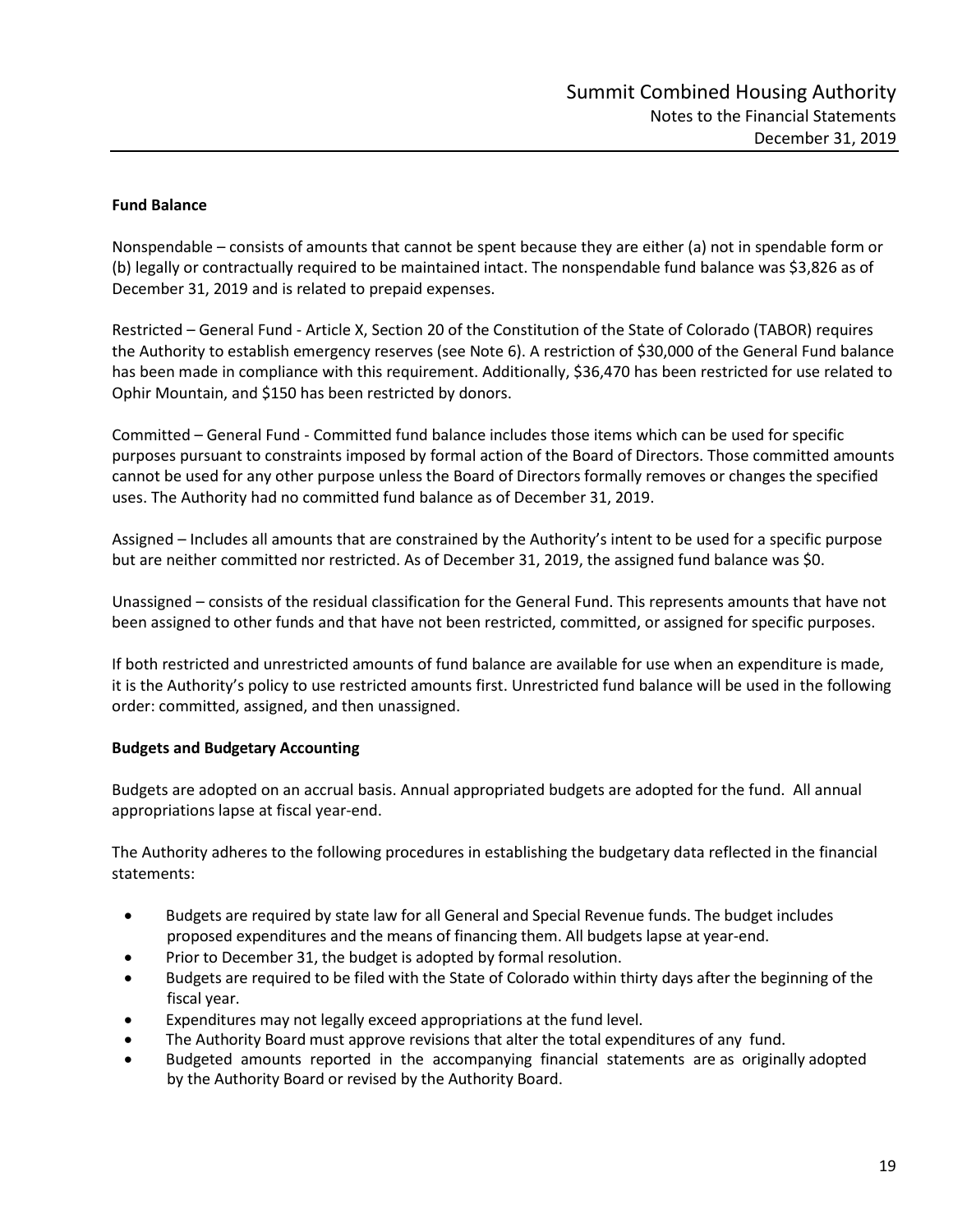**Fund Balance**

Nonspendable – consists of amounts that cannot be spent because they are either (a) not in spendable form or (b) legally or contractually required to be maintained intact. The nonspendable fund balance was $3,826 as of December 31, 2019 and is related to prepaid expenses.

Restricted – General Fund - Article X, Section 20 of the Constitution of the State of Colorado (TABOR) requires the Authority to establish emergency reserves (see Note 6). A restriction of $30,000 of the General Fund balance has been made in compliance with this requirement. Additionally, $36,470 has been restricted for use related to Ophir Mountain, and $150 has been restricted by donors.

Committed – General Fund - Committed fund balance includes those items which can be used for specific purposes pursuant to constraints imposed by formal action of the Board of Directors. Those committed amounts cannot be used for any other purpose unless the Board of Directors formally removes or changes the specified uses. The Authority had no committed fund balance as of December 31, 2019.

Assigned – Includes all amounts that are constrained by the Authority's intent to be used for a specific purpose but are neither committed nor restricted. As of December 31, 2019, the assigned fund balance was $0.

Unassigned – consists of the residual classification for the General Fund. This represents amounts that have not been assigned to other funds and that have not been restricted, committed, or assigned for specific purposes.

If both restricted and unrestricted amounts of fund balance are available for use when an expenditure is made, it is the Authority's policy to use restricted amounts first. Unrestricted fund balance will be used in the following order: committed, assigned, and then unassigned.

**Budgets and Budgetary Accounting**

Budgets are adopted on an accrual basis. Annual appropriated budgets are adopted for the fund. All annual appropriations lapse at fiscal year-end.

The Authority adheres to the following procedures in establishing the budgetary data reflected in the financial statements:

- Budgets are required by state law for all General and Special Revenue funds. The budget includes proposed expenditures and the means of financing them. All budgets lapse at year-end.
- Prior to December 31, the budget is adopted by formal resolution.
- Budgets are required to be filed with the State of Colorado within thirty days after the beginning of the fiscal year.
- Expenditures may not legally exceed appropriations at the fund level.
- The Authority Board must approve revisions that alter the total expenditures of any fund.
- Budgeted amounts reported in the accompanying financial statements are as originally adopted by the Authority Board or revised by the Authority Board.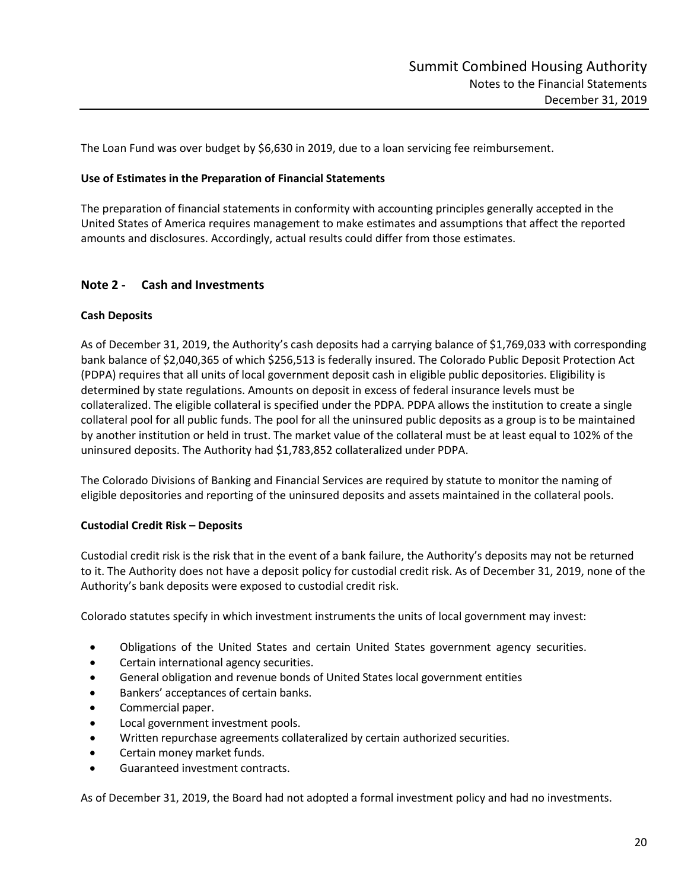The Loan Fund was over budget by $6,630 in 2019, due to a loan servicing fee reimbursement.

**Use of Estimates in the Preparation of Financial Statements**

The preparation of financial statements in conformity with accounting principles generally accepted in the United States of America requires management to make estimates and assumptions that affect the reported amounts and disclosures. Accordingly, actual results could differ from those estimates.

## Note 2 - Cash and Investments

**Cash Deposits**

As of December 31, 2019, the Authority's cash deposits had a carrying balance of $1,769,033 with corresponding bank balance of $2,040,365 of which $256,513 is federally insured. The Colorado Public Deposit Protection Act (PDPA) requires that all units of local government deposit cash in eligible public depositories. Eligibility is determined by state regulations. Amounts on deposit in excess of federal insurance levels must be collateralized. The eligible collateral is specified under the PDPA. PDPA allows the institution to create a single collateral pool for all public funds. The pool for all the uninsured public deposits as a group is to be maintained by another institution or held in trust. The market value of the collateral must be at least equal to 102% of the uninsured deposits. The Authority had $1,783,852 collateralized under PDPA.

The Colorado Divisions of Banking and Financial Services are required by statute to monitor the naming of eligible depositories and reporting of the uninsured deposits and assets maintained in the collateral pools.

**Custodial Credit Risk – Deposits**

Custodial credit risk is the risk that in the event of a bank failure, the Authority's deposits may not be returned to it. The Authority does not have a deposit policy for custodial credit risk. As of December 31, 2019, none of the Authority's bank deposits were exposed to custodial credit risk.

Colorado statutes specify in which investment instruments the units of local government may invest:

- Obligations of the United States and certain United States government agency securities.
- Certain international agency securities.
- General obligation and revenue bonds of United States local government entities
- Bankers' acceptances of certain banks.
- Commercial paper.
- Local government investment pools.
- Written repurchase agreements collateralized by certain authorized securities.
- Certain money market funds.
- Guaranteed investment contracts.

As of December 31, 2019, the Board had not adopted a formal investment policy and had no investments.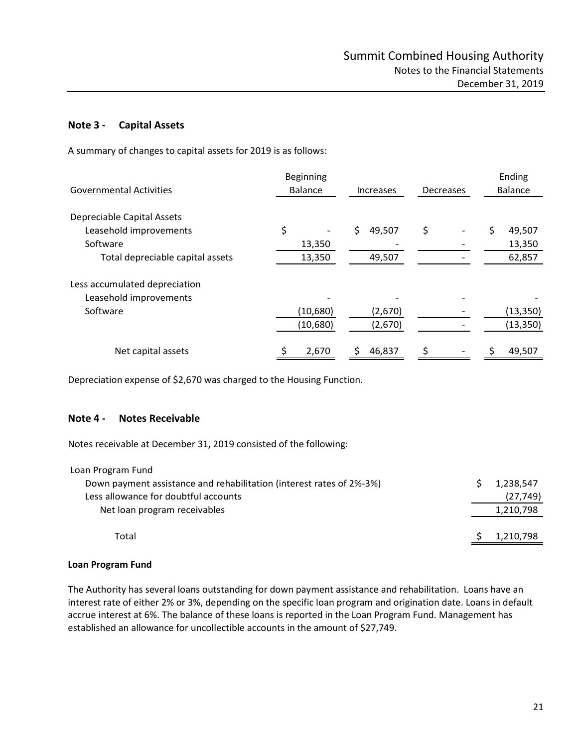## Note 3 - Capital Assets

A summary of changes to capital assets for 2019 is as follows:

| Governmental Activities | Beginning Balance | Increases | Decreases | Ending Balance |
|---|---|---|---|---|
| Depreciable Capital Assets | | | | |
| Leasehold improvements | $ - | $ 49,507 | $ - | $ 49,507 |
| Software | 13,350 | - | - | 13,350 |
| Total depreciable capital assets | 13,350 | 49,507 | - | 62,857 |
| Less accumulated depreciation | | | | |
| Leasehold improvements | - | - | - | - |
| Software | (10,680) | (2,670) | - | (13,350) |
| | (10,680) | (2,670) | - | (13,350) |
| Net capital assets | $ 2,670 | $ 46,837 | $ - | $ 49,507 |

Depreciation expense of $2,670 was charged to the Housing Function.

## Note 4 - Notes Receivable

Notes receivable at December 31, 2019 consisted of the following:

| | |
|---|---|
| Loan Program Fund | |
| Down payment assistance and rehabilitation (interest rates of 2%-3%) | $ 1,238,547 |
| Less allowance for doubtful accounts | (27,749) |
| Net loan program receivables | 1,210,798 |
| Total | $ 1,210,798 |

**Loan Program Fund**

The Authority has several loans outstanding for down payment assistance and rehabilitation. Loans have an interest rate of either 2% or 3%, depending on the specific loan program and origination date. Loans in default accrue interest at 6%. The balance of these loans is reported in the Loan Program Fund. Management has established an allowance for uncollectible accounts in the amount of $27,749.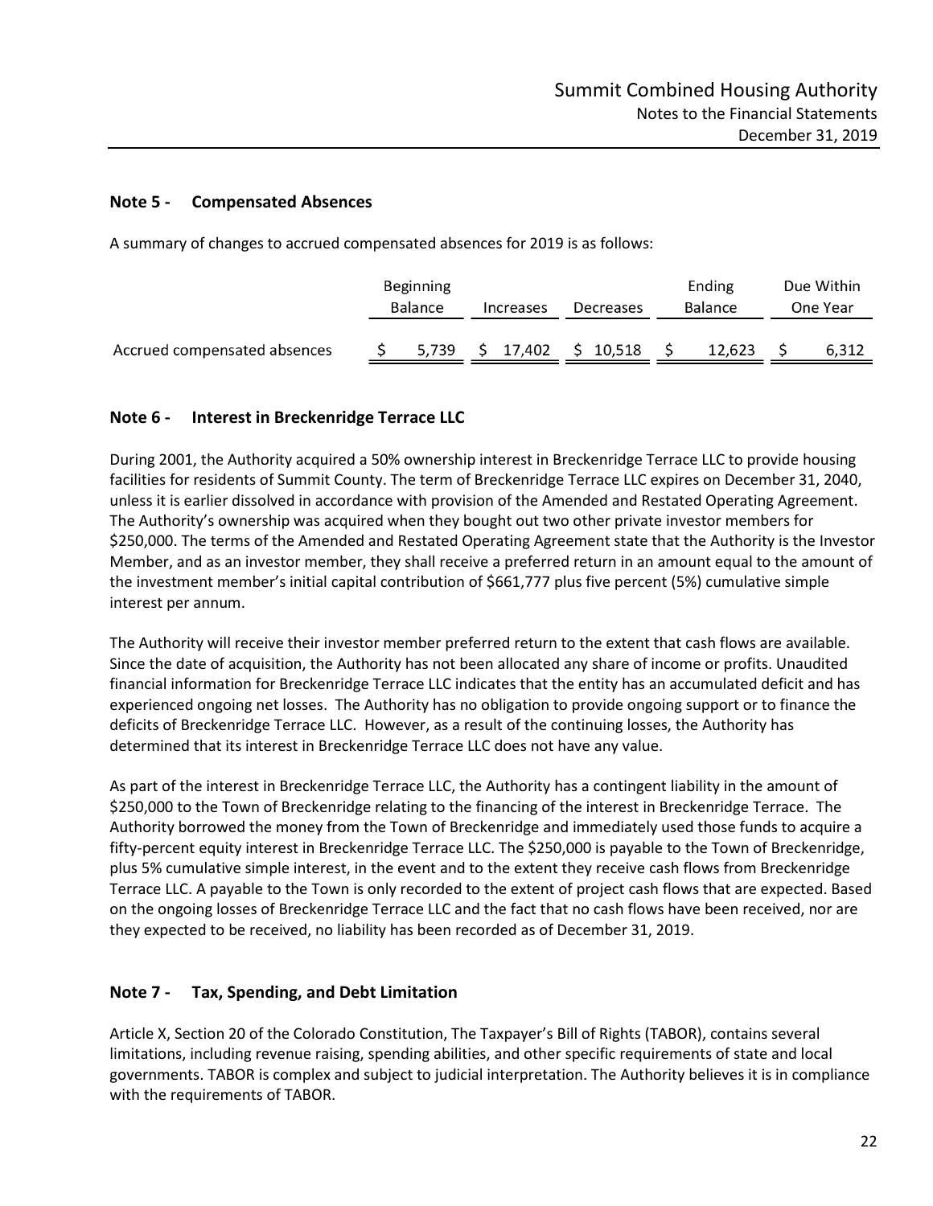## Note 5 - Compensated Absences

A summary of changes to accrued compensated absences for 2019 is as follows:

| | Beginning Balance | Increases | Decreases | Ending Balance | Due Within One Year |
|---|---|---|---|---|---|
| Accrued compensated absences | $ 5,739 | $ 17,402 | $ 10,518 | $ 12,623 | $ 6,312 |

## Note 6 - Interest in Breckenridge Terrace LLC

During 2001, the Authority acquired a 50% ownership interest in Breckenridge Terrace LLC to provide housing facilities for residents of Summit County. The term of Breckenridge Terrace LLC expires on December 31, 2040, unless it is earlier dissolved in accordance with provision of the Amended and Restated Operating Agreement. The Authority's ownership was acquired when they bought out two other private investor members for $250,000. The terms of the Amended and Restated Operating Agreement state that the Authority is the Investor Member, and as an investor member, they shall receive a preferred return in an amount equal to the amount of the investment member's initial capital contribution of $661,777 plus five percent (5%) cumulative simple interest per annum.

The Authority will receive their investor member preferred return to the extent that cash flows are available. Since the date of acquisition, the Authority has not been allocated any share of income or profits. Unaudited financial information for Breckenridge Terrace LLC indicates that the entity has an accumulated deficit and has experienced ongoing net losses. The Authority has no obligation to provide ongoing support or to finance the deficits of Breckenridge Terrace LLC. However, as a result of the continuing losses, the Authority has determined that its interest in Breckenridge Terrace LLC does not have any value.

As part of the interest in Breckenridge Terrace LLC, the Authority has a contingent liability in the amount of $250,000 to the Town of Breckenridge relating to the financing of the interest in Breckenridge Terrace. The Authority borrowed the money from the Town of Breckenridge and immediately used those funds to acquire a fifty-percent equity interest in Breckenridge Terrace LLC. The $250,000 is payable to the Town of Breckenridge, plus 5% cumulative simple interest, in the event and to the extent they receive cash flows from Breckenridge Terrace LLC. A payable to the Town is only recorded to the extent of project cash flows that are expected. Based on the ongoing losses of Breckenridge Terrace LLC and the fact that no cash flows have been received, nor are they expected to be received, no liability has been recorded as of December 31, 2019.

## Note 7 - Tax, Spending, and Debt Limitation

Article X, Section 20 of the Colorado Constitution, The Taxpayer's Bill of Rights (TABOR), contains several limitations, including revenue raising, spending abilities, and other specific requirements of state and local governments. TABOR is complex and subject to judicial interpretation. The Authority believes it is in compliance with the requirements of TABOR.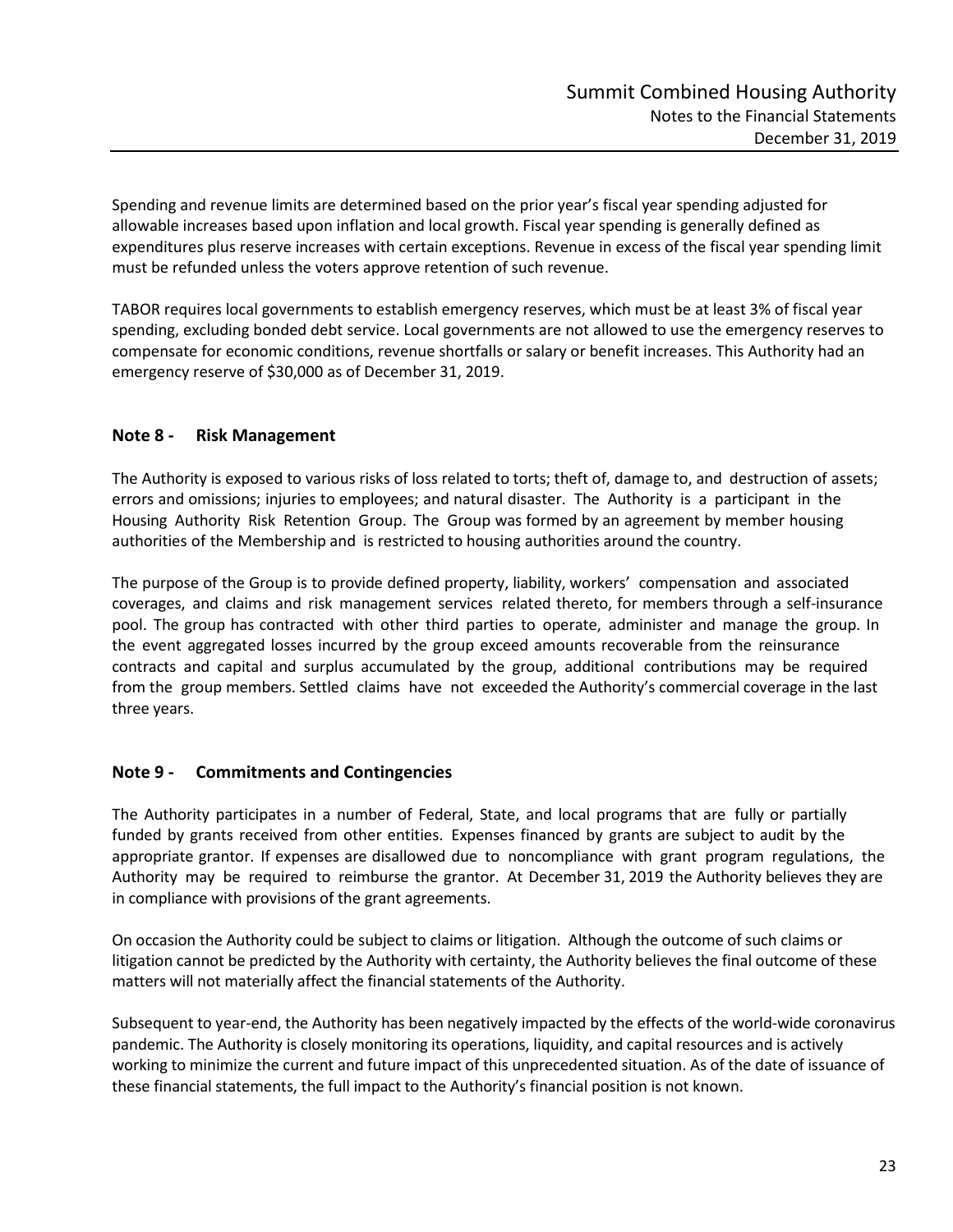Spending and revenue limits are determined based on the prior year's fiscal year spending adjusted for allowable increases based upon inflation and local growth. Fiscal year spending is generally defined as expenditures plus reserve increases with certain exceptions. Revenue in excess of the fiscal year spending limit must be refunded unless the voters approve retention of such revenue.

TABOR requires local governments to establish emergency reserves, which must be at least 3% of fiscal year spending, excluding bonded debt service. Local governments are not allowed to use the emergency reserves to compensate for economic conditions, revenue shortfalls or salary or benefit increases. This Authority had an emergency reserve of $30,000 as of December 31, 2019.

## Note 8 - Risk Management

The Authority is exposed to various risks of loss related to torts; theft of, damage to, and destruction of assets; errors and omissions; injuries to employees; and natural disaster. The Authority is a participant in the Housing Authority Risk Retention Group. The Group was formed by an agreement by member housing authorities of the Membership and is restricted to housing authorities around the country.

The purpose of the Group is to provide defined property, liability, workers' compensation and associated coverages, and claims and risk management services related thereto, for members through a self-insurance pool. The group has contracted with other third parties to operate, administer and manage the group. In the event aggregated losses incurred by the group exceed amounts recoverable from the reinsurance contracts and capital and surplus accumulated by the group, additional contributions may be required from the group members. Settled claims have not exceeded the Authority's commercial coverage in the last three years.

## Note 9 - Commitments and Contingencies

The Authority participates in a number of Federal, State, and local programs that are fully or partially funded by grants received from other entities. Expenses financed by grants are subject to audit by the appropriate grantor. If expenses are disallowed due to noncompliance with grant program regulations, the Authority may be required to reimburse the grantor. At December 31, 2019 the Authority believes they are in compliance with provisions of the grant agreements.

On occasion the Authority could be subject to claims or litigation. Although the outcome of such claims or litigation cannot be predicted by the Authority with certainty, the Authority believes the final outcome of these matters will not materially affect the financial statements of the Authority.

Subsequent to year-end, the Authority has been negatively impacted by the effects of the world-wide coronavirus pandemic. The Authority is closely monitoring its operations, liquidity, and capital resources and is actively working to minimize the current and future impact of this unprecedented situation. As of the date of issuance of these financial statements, the full impact to the Authority's financial position is not known.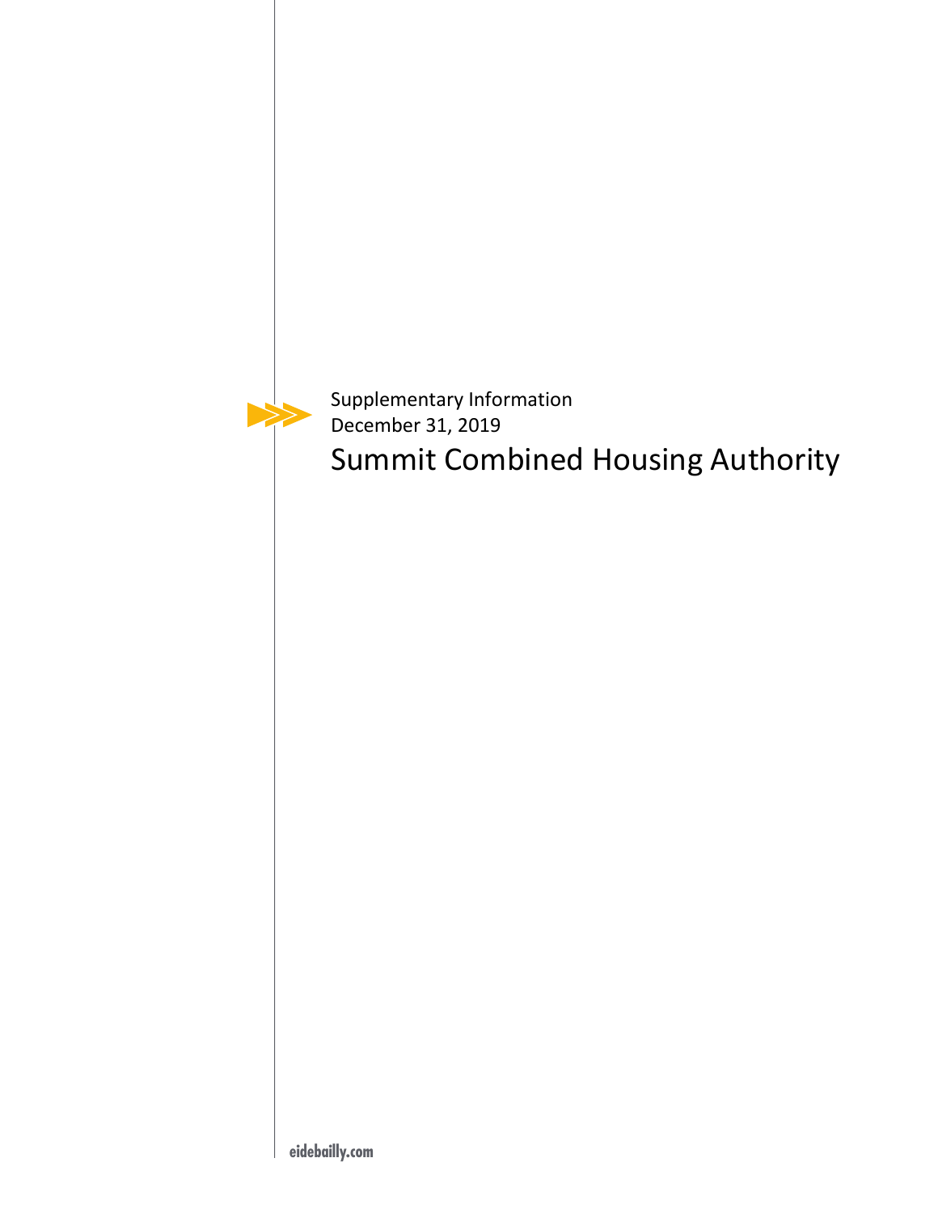Supplementary Information
December 31, 2019

# Summit Combined Housing Authority

eidebailly.com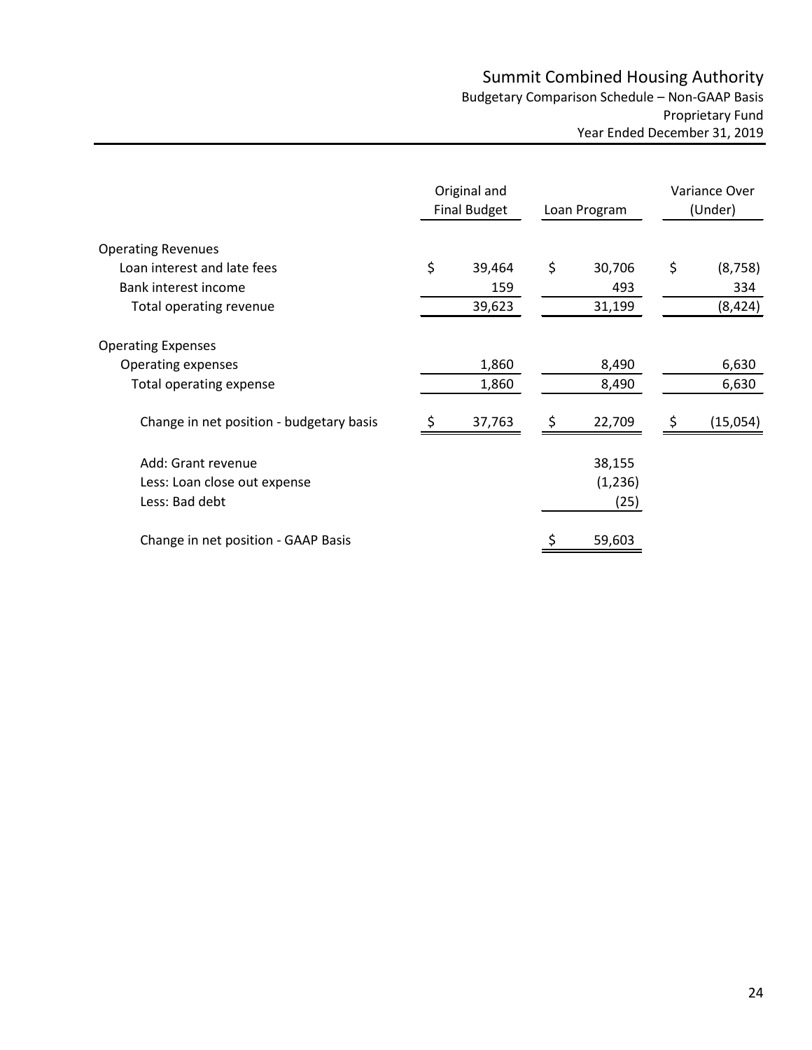# Summit Combined Housing Authority

Budgetary Comparison Schedule – Non-GAAP Basis

Proprietary Fund

Year Ended December 31, 2019

| | Original and Final Budget | Loan Program | Variance Over (Under) |
|---|---|---|---|
| **Operating Revenues** | | | |
| Loan interest and late fees | $ 39,464 | $ 30,706 | $ (8,758) |
| Bank interest income | 159 | 493 | 334 |
| Total operating revenue | 39,623 | 31,199 | (8,424) |
| **Operating Expenses** | | | |
| Operating expenses | 1,860 | 8,490 | 6,630 |
| Total operating expense | 1,860 | 8,490 | 6,630 |
| Change in net position - budgetary basis | $ 37,763 | $ 22,709 | $ (15,054) |
| Add: Grant revenue | | 38,155 | |
| Less: Loan close out expense | | (1,236) | |
| Less: Bad debt | | (25) | |
| Change in net position - GAAP Basis | | $ 59,603 | |